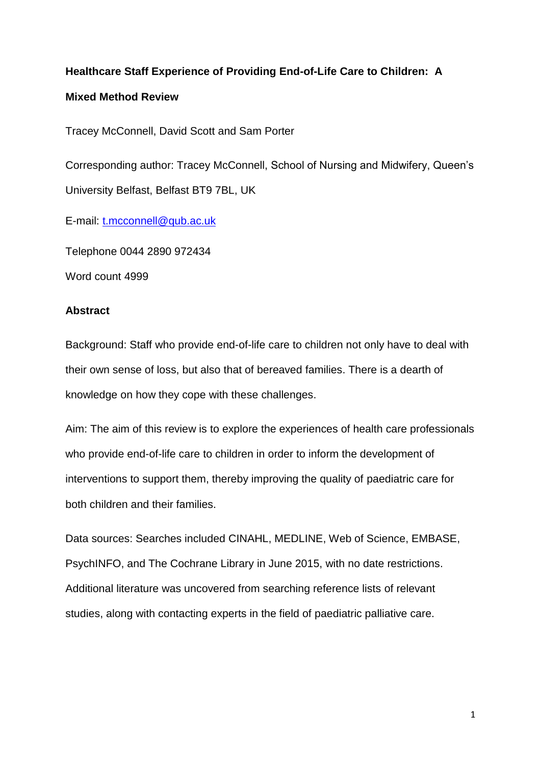# Healthcare Staff Experience of Providing End-of-Life Care to Children: A Mixed Method Review

Tracey McConnell, David Scott and Sam Porter

Corresponding author: Tracey McConnell, School of Nursing and Midwifery, Queen's University Belfast, Belfast BT9 7BL, UK

E-mail: t.mcconnell@qub.ac.uk

Telephone 0044 2890 972434

Word count 4999

## Abstract

Background: Staff who provide end-of-life care to children not only have to deal with their own sense of loss, but also that of bereaved families. There is a dearth of knowledge on how they cope with these challenges.

Aim: The aim of this review is to explore the experiences of health care professionals who provide end-of-life care to children in order to inform the development of interventions to support them, thereby improving the quality of paediatric care for both children and their families.

Data sources: Searches included CINAHL, MEDLINE, Web of Science, EMBASE, PsychINFO, and The Cochrane Library in June 2015, with no date restrictions. Additional literature was uncovered from searching reference lists of relevant studies, along with contacting experts in the field of paediatric palliative care.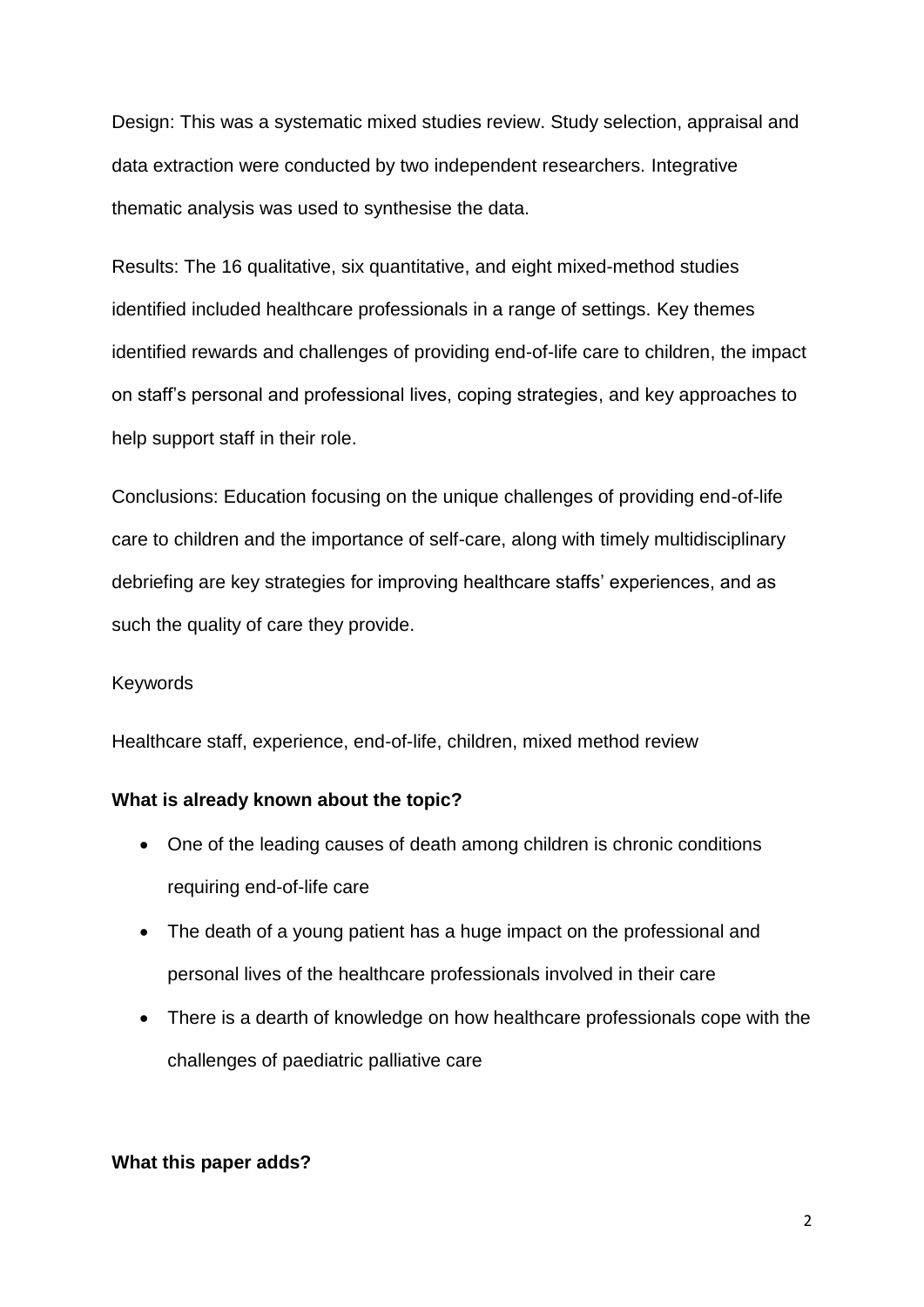Design: This was a systematic mixed studies review. Study selection, appraisal and data extraction were conducted by two independent researchers. Integrative thematic analysis was used to synthesise the data.

Results: The 16 qualitative, six quantitative, and eight mixed-method studies identified included healthcare professionals in a range of settings. Key themes identified rewards and challenges of providing end-of-life care to children, the impact on staff's personal and professional lives, coping strategies, and key approaches to help support staff in their role.

Conclusions: Education focusing on the unique challenges of providing end-of-life care to children and the importance of self-care, along with timely multidisciplinary debriefing are key strategies for improving healthcare staffs' experiences, and as such the quality of care they provide.

Keywords

Healthcare staff, experience, end-of-life, children, mixed method review

**What is already known about the topic?**

- One of the leading causes of death among children is chronic conditions requiring end-of-life care
- The death of a young patient has a huge impact on the professional and personal lives of the healthcare professionals involved in their care
- There is a dearth of knowledge on how healthcare professionals cope with the challenges of paediatric palliative care

**What this paper adds?**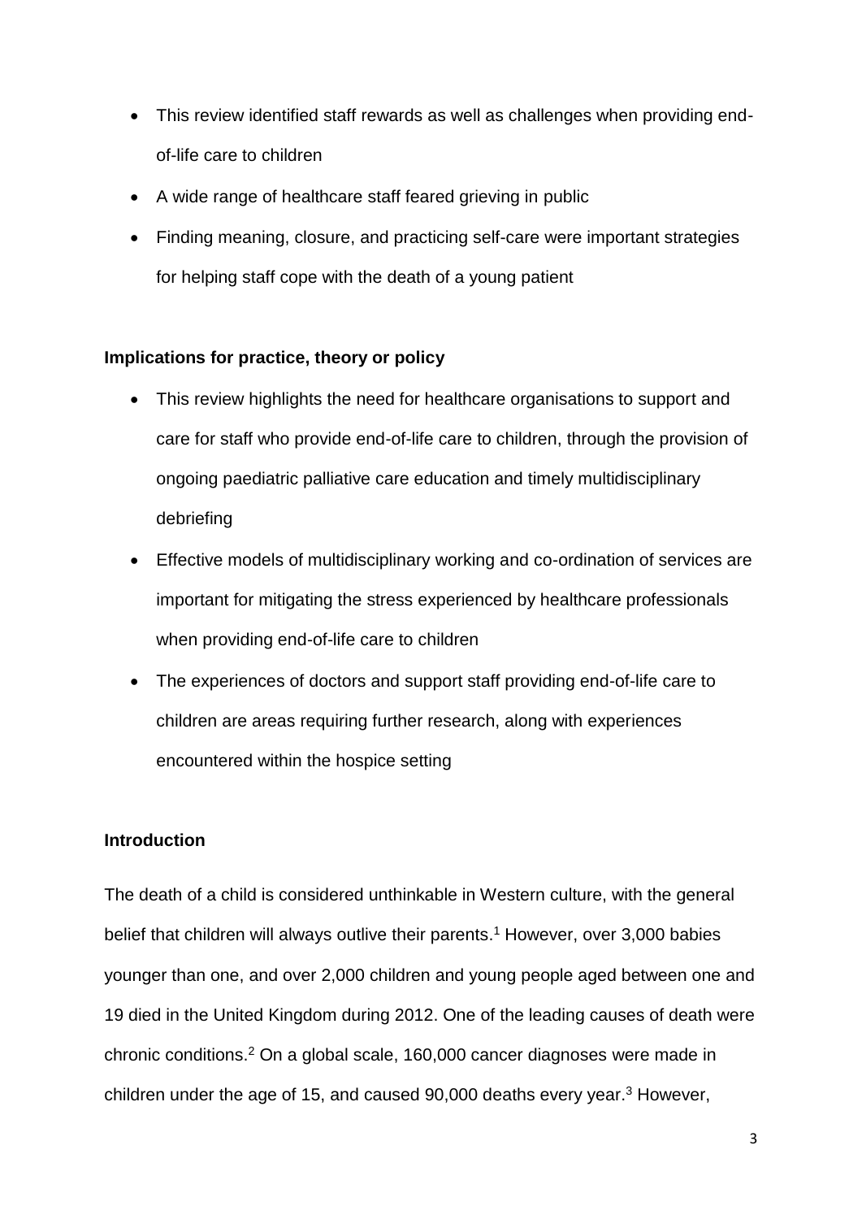- This review identified staff rewards as well as challenges when providing end-of-life care to children
- A wide range of healthcare staff feared grieving in public
- Finding meaning, closure, and practicing self-care were important strategies for helping staff cope with the death of a young patient

**Implications for practice, theory or policy**

- This review highlights the need for healthcare organisations to support and care for staff who provide end-of-life care to children, through the provision of ongoing paediatric palliative care education and timely multidisciplinary debriefing
- Effective models of multidisciplinary working and co-ordination of services are important for mitigating the stress experienced by healthcare professionals when providing end-of-life care to children
- The experiences of doctors and support staff providing end-of-life care to children are areas requiring further research, along with experiences encountered within the hospice setting

## Introduction

The death of a child is considered unthinkable in Western culture, with the general belief that children will always outlive their parents.[1] However, over 3,000 babies younger than one, and over 2,000 children and young people aged between one and 19 died in the United Kingdom during 2012. One of the leading causes of death were chronic conditions.[2] On a global scale, 160,000 cancer diagnoses were made in children under the age of 15, and caused 90,000 deaths every year.[3] However,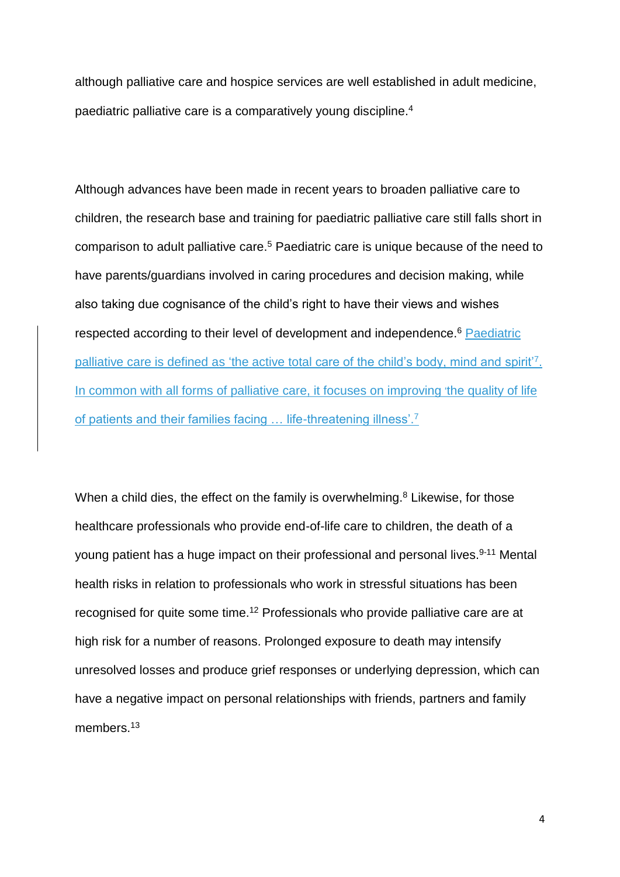although palliative care and hospice services are well established in adult medicine, paediatric palliative care is a comparatively young discipline.[4]

Although advances have been made in recent years to broaden palliative care to children, the research base and training for paediatric palliative care still falls short in comparison to adult palliative care.[5] Paediatric care is unique because of the need to have parents/guardians involved in caring procedures and decision making, while also taking due cognisance of the child's right to have their views and wishes respected according to their level of development and independence.[6] Paediatric palliative care is defined as 'the active total care of the child's body, mind and spirit'[7]. In common with all forms of palliative care, it focuses on improving 'the quality of life of patients and their families facing … life-threatening illness'.[7]

When a child dies, the effect on the family is overwhelming.[8] Likewise, for those healthcare professionals who provide end-of-life care to children, the death of a young patient has a huge impact on their professional and personal lives.[9-11] Mental health risks in relation to professionals who work in stressful situations has been recognised for quite some time.[12] Professionals who provide palliative care are at high risk for a number of reasons. Prolonged exposure to death may intensify unresolved losses and produce grief responses or underlying depression, which can have a negative impact on personal relationships with friends, partners and family members.[13]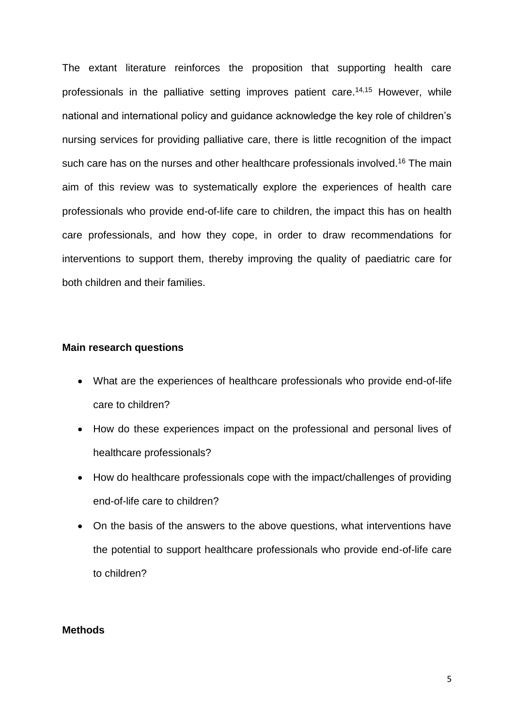The extant literature reinforces the proposition that supporting health care professionals in the palliative setting improves patient care.[14,15] However, while national and international policy and guidance acknowledge the key role of children's nursing services for providing palliative care, there is little recognition of the impact such care has on the nurses and other healthcare professionals involved.[16] The main aim of this review was to systematically explore the experiences of health care professionals who provide end-of-life care to children, the impact this has on health care professionals, and how they cope, in order to draw recommendations for interventions to support them, thereby improving the quality of paediatric care for both children and their families.

**Main research questions**

- What are the experiences of healthcare professionals who provide end-of-life care to children?
- How do these experiences impact on the professional and personal lives of healthcare professionals?
- How do healthcare professionals cope with the impact/challenges of providing end-of-life care to children?
- On the basis of the answers to the above questions, what interventions have the potential to support healthcare professionals who provide end-of-life care to children?

**Methods**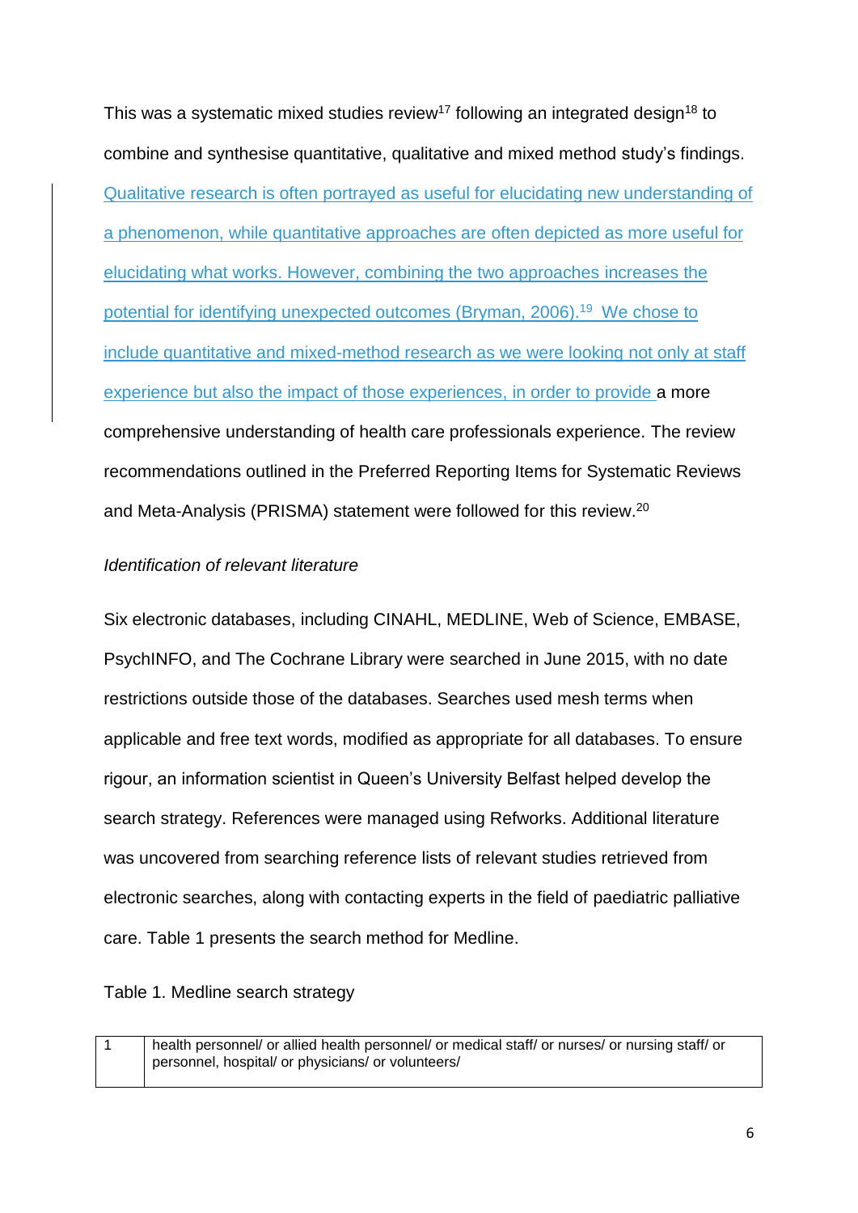This was a systematic mixed studies review[17] following an integrated design[18] to combine and synthesise quantitative, qualitative and mixed method study's findings. Qualitative research is often portrayed as useful for elucidating new understanding of a phenomenon, while quantitative approaches are often depicted as more useful for elucidating what works. However, combining the two approaches increases the potential for identifying unexpected outcomes (Bryman, 2006).[19] We chose to include quantitative and mixed-method research as we were looking not only at staff experience but also the impact of those experiences, in order to provide a more comprehensive understanding of health care professionals experience. The review recommendations outlined in the Preferred Reporting Items for Systematic Reviews and Meta-Analysis (PRISMA) statement were followed for this review.[20]

*Identification of relevant literature*

Six electronic databases, including CINAHL, MEDLINE, Web of Science, EMBASE, PsychINFO, and The Cochrane Library were searched in June 2015, with no date restrictions outside those of the databases. Searches used mesh terms when applicable and free text words, modified as appropriate for all databases. To ensure rigour, an information scientist in Queen's University Belfast helped develop the search strategy. References were managed using Refworks. Additional literature was uncovered from searching reference lists of relevant studies retrieved from electronic searches, along with contacting experts in the field of paediatric palliative care. Table 1 presents the search method for Medline.

Table 1. Medline search strategy

| | |
|---|---|
| 1 | health personnel/ or allied health personnel/ or medical staff/ or nurses/ or nursing staff/ or personnel, hospital/ or physicians/ or volunteers/ |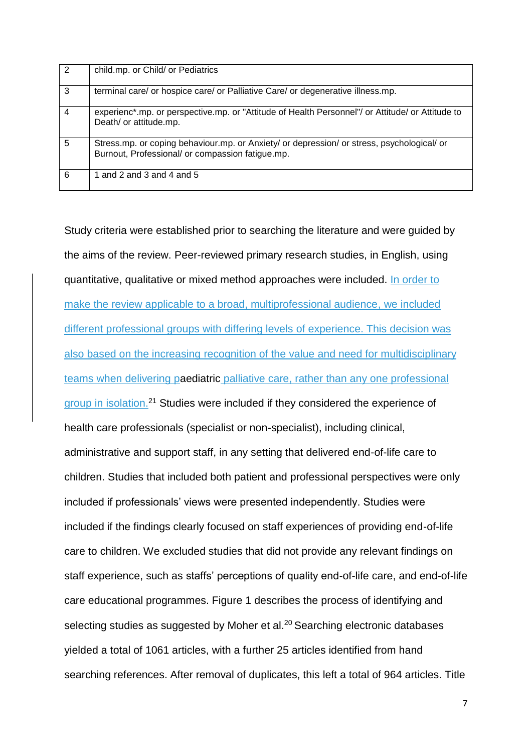| 2 | child.mp. or Child/ or Pediatrics |
|---|---|
| 3 | terminal care/ or hospice care/ or Palliative Care/ or degenerative illness.mp. |
| 4 | experienc*.mp. or perspective.mp. or "Attitude of Health Personnel"/ or Attitude/ or Attitude to Death/ or attitude.mp. |
| 5 | Stress.mp. or coping behaviour.mp. or Anxiety/ or depression/ or stress, psychological/ or Burnout, Professional/ or compassion fatigue.mp. |
| 6 | 1 and 2 and 3 and 4 and 5 |

Study criteria were established prior to searching the literature and were guided by the aims of the review. Peer-reviewed primary research studies, in English, using quantitative, qualitative or mixed method approaches were included. In order to make the review applicable to a broad, multiprofessional audience, we included different professional groups with differing levels of experience. This decision was also based on the increasing recognition of the value and need for multidisciplinary teams when delivering paediatric palliative care, rather than any one professional group in isolation.[21] Studies were included if they considered the experience of health care professionals (specialist or non-specialist), including clinical, administrative and support staff, in any setting that delivered end-of-life care to children. Studies that included both patient and professional perspectives were only included if professionals' views were presented independently. Studies were included if the findings clearly focused on staff experiences of providing end-of-life care to children. We excluded studies that did not provide any relevant findings on staff experience, such as staffs' perceptions of quality end-of-life care, and end-of-life care educational programmes. Figure 1 describes the process of identifying and selecting studies as suggested by Moher et al.[20] Searching electronic databases yielded a total of 1061 articles, with a further 25 articles identified from hand searching references. After removal of duplicates, this left a total of 964 articles. Title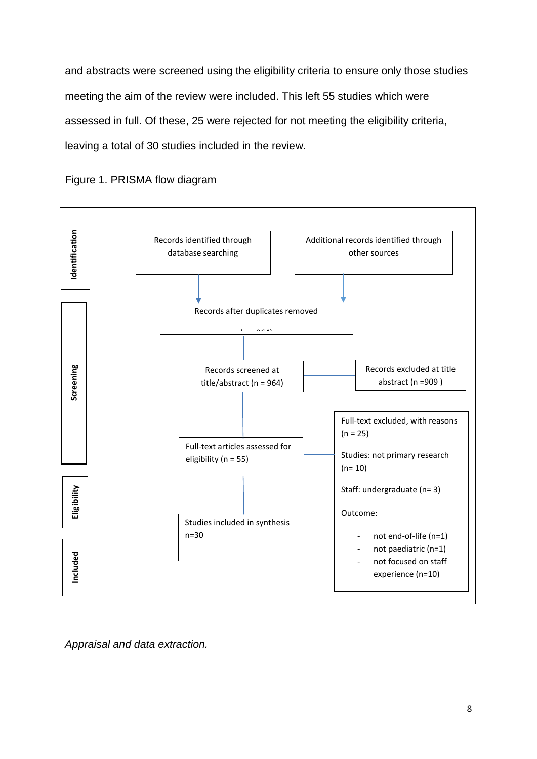and abstracts were screened using the eligibility criteria to ensure only those studies meeting the aim of the review were included. This left 55 studies which were assessed in full. Of these, 25 were rejected for not meeting the eligibility criteria, leaving a total of 30 studies included in the review.

Figure 1. PRISMA flow diagram

**Identification**

- Records identified through database searching
- Additional records identified through other sources

**Screening**

- Records after duplicates removed (n = 964)
- Records screened at title/abstract (n = 964)
- Records excluded at title abstract (n =909 )

**Eligibility**

- Full-text articles assessed for eligibility (n = 55)
- Full-text excluded, with reasons (n = 25)
  - Studies: not primary research (n= 10)
  - Staff: undergraduate (n= 3)
  - Outcome:
    - not end-of-life (n=1)
    - not paediatric (n=1)
    - not focused on staff experience (n=10)

**Included**

- Studies included in synthesis n=30

*Appraisal and data extraction.*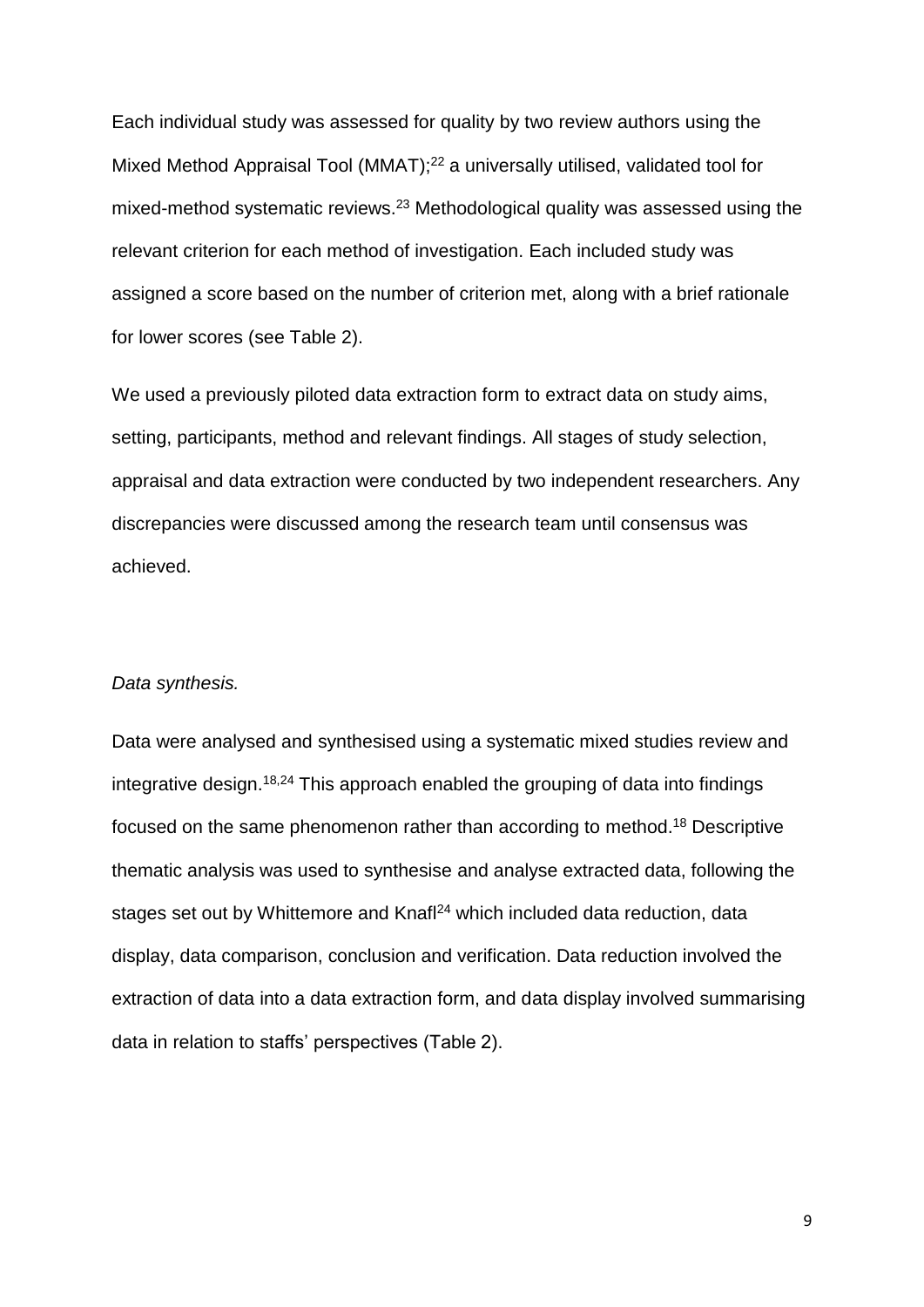Each individual study was assessed for quality by two review authors using the Mixed Method Appraisal Tool (MMAT);[22] a universally utilised, validated tool for mixed-method systematic reviews.[23] Methodological quality was assessed using the relevant criterion for each method of investigation. Each included study was assigned a score based on the number of criterion met, along with a brief rationale for lower scores (see Table 2).

We used a previously piloted data extraction form to extract data on study aims, setting, participants, method and relevant findings. All stages of study selection, appraisal and data extraction were conducted by two independent researchers. Any discrepancies were discussed among the research team until consensus was achieved.

*Data synthesis.*

Data were analysed and synthesised using a systematic mixed studies review and integrative design.[18,24] This approach enabled the grouping of data into findings focused on the same phenomenon rather than according to method.[18] Descriptive thematic analysis was used to synthesise and analyse extracted data, following the stages set out by Whittemore and Knafl[24] which included data reduction, data display, data comparison, conclusion and verification. Data reduction involved the extraction of data into a data extraction form, and data display involved summarising data in relation to staffs' perspectives (Table 2).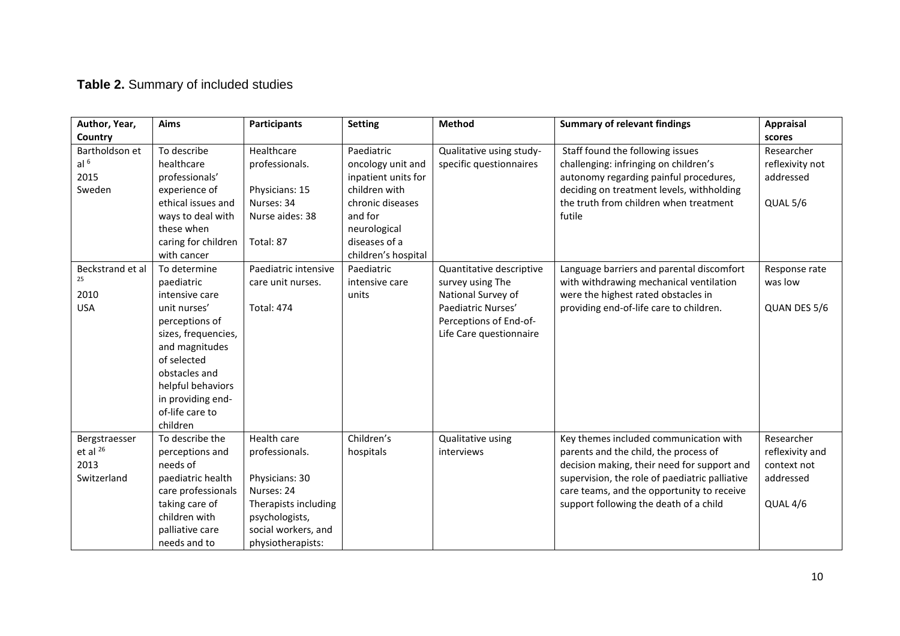**Table 2.** Summary of included studies

| Author, Year, Country | Aims | Participants | Setting | Method | Summary of relevant findings | Appraisal scores |
| --- | --- | --- | --- | --- | --- | --- |
| Bartholdson et al [6] 2015 Sweden | To describe healthcare professionals' experience of ethical issues and ways to deal with these when caring for children with cancer | Healthcare professionals. Physicians: 15 Nurses: 34 Nurse aides: 38 Total: 87 | Paediatric oncology unit and inpatient units for children with chronic diseases and for neurological diseases of a children's hospital | Qualitative using study-specific questionnaires | Staff found the following issues challenging: infringing on children's autonomy regarding painful procedures, deciding on treatment levels, withholding the truth from children when treatment futile | Researcher reflexivity not addressed QUAL 5/6 |
| Beckstrand et al [25] 2010 USA | To determine paediatric intensive care unit nurses' perceptions of sizes, frequencies, and magnitudes of selected obstacles and helpful behaviors in providing end-of-life care to children | Paediatric intensive care unit nurses. Total: 474 | Paediatric intensive care units | Quantitative descriptive survey using The National Survey of Paediatric Nurses' Perceptions of End-of-Life Care questionnaire | Language barriers and parental discomfort with withdrawing mechanical ventilation were the highest rated obstacles in providing end-of-life care to children. | Response rate was low QUAN DES 5/6 |
| Bergstraesser et al [26] 2013 Switzerland | To describe the perceptions and needs of paediatric health care professionals taking care of children with palliative care needs and to | Health care professionals. Physicians: 30 Nurses: 24 Therapists including psychologists, social workers, and physiotherapists: | Children's hospitals | Qualitative using interviews | Key themes included communication with parents and the child, the process of decision making, their need for support and supervision, the role of paediatric palliative care teams, and the opportunity to receive support following the death of a child | Researcher reflexivity and context not addressed QUAL 4/6 |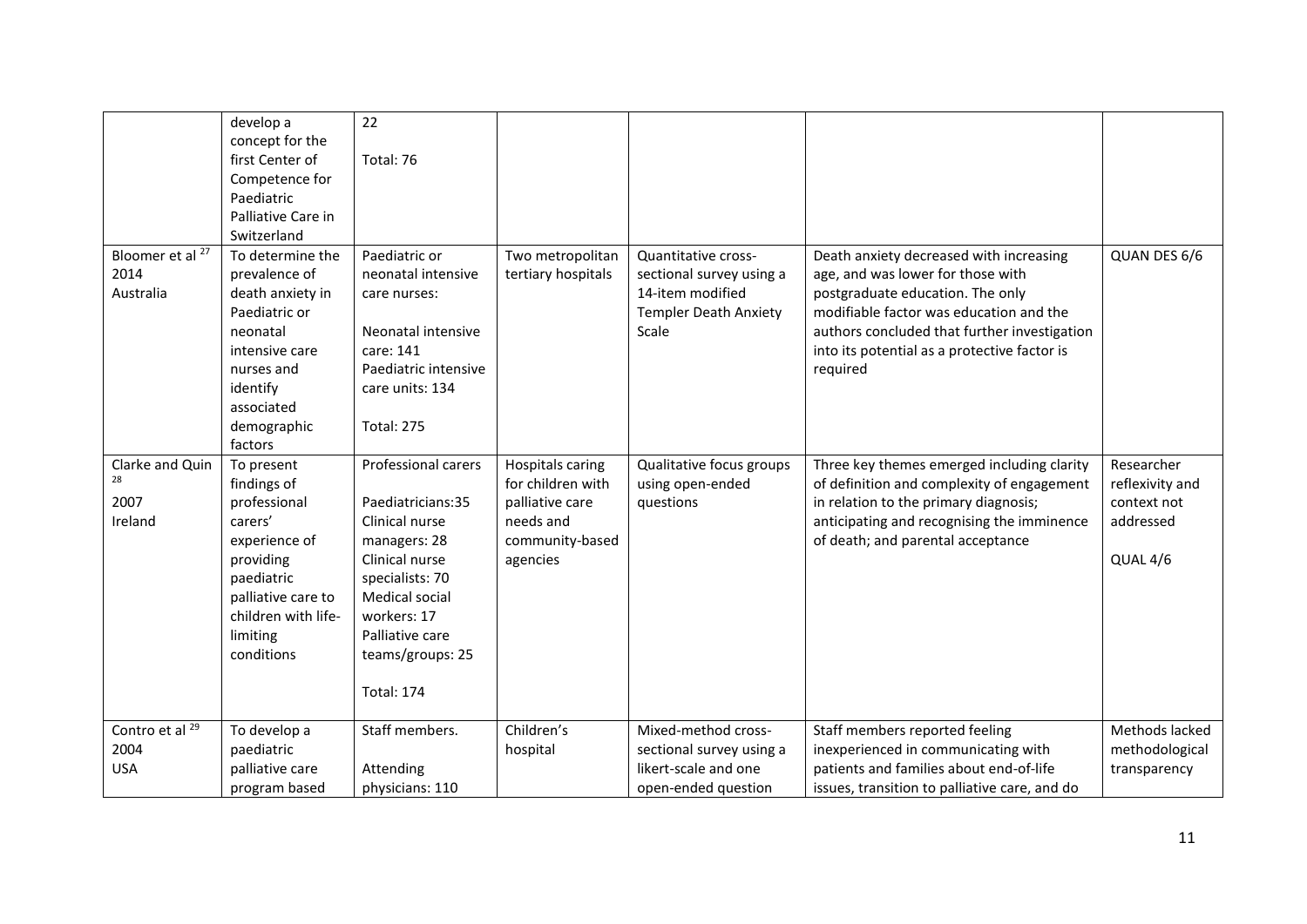| | | | | | | |
|---|---|---|---|---|---|---|
| | develop a concept for the first Center of Competence for Paediatric Palliative Care in Switzerland | 22<br><br>Total: 76 | | | | |
| Bloomer et al [27]<br>2014<br>Australia | To determine the prevalence of death anxiety in Paediatric or neonatal intensive care nurses and identify associated demographic factors | Paediatric or neonatal intensive care nurses:<br><br>Neonatal intensive care: 141<br>Paediatric intensive care units: 134<br><br>Total: 275 | Two metropolitan tertiary hospitals | Quantitative cross-sectional survey using a 14-item modified Templer Death Anxiety Scale | Death anxiety decreased with increasing age, and was lower for those with postgraduate education. The only modifiable factor was education and the authors concluded that further investigation into its potential as a protective factor is required | QUAN DES 6/6 |
| Clarke and Quin [28]<br>2007<br>Ireland | To present findings of professional carers' experience of providing paediatric palliative care to children with life-limiting conditions | Professional carers<br><br>Paediatricians:35<br>Clinical nurse managers: 28<br>Clinical nurse specialists: 70<br>Medical social workers: 17<br>Palliative care teams/groups: 25<br><br>Total: 174 | Hospitals caring for children with palliative care needs and community-based agencies | Qualitative focus groups using open-ended questions | Three key themes emerged including clarity of definition and complexity of engagement in relation to the primary diagnosis; anticipating and recognising the imminence of death; and parental acceptance | Researcher reflexivity and context not addressed<br><br>QUAL 4/6 |
| Contro et al [29]<br>2004<br>USA | To develop a paediatric palliative care program based | Staff members.<br><br>Attending physicians: 110 | Children's hospital | Mixed-method cross-sectional survey using a likert-scale and one open-ended question | Staff members reported feeling inexperienced in communicating with patients and families about end-of-life issues, transition to palliative care, and do | Methods lacked methodological transparency |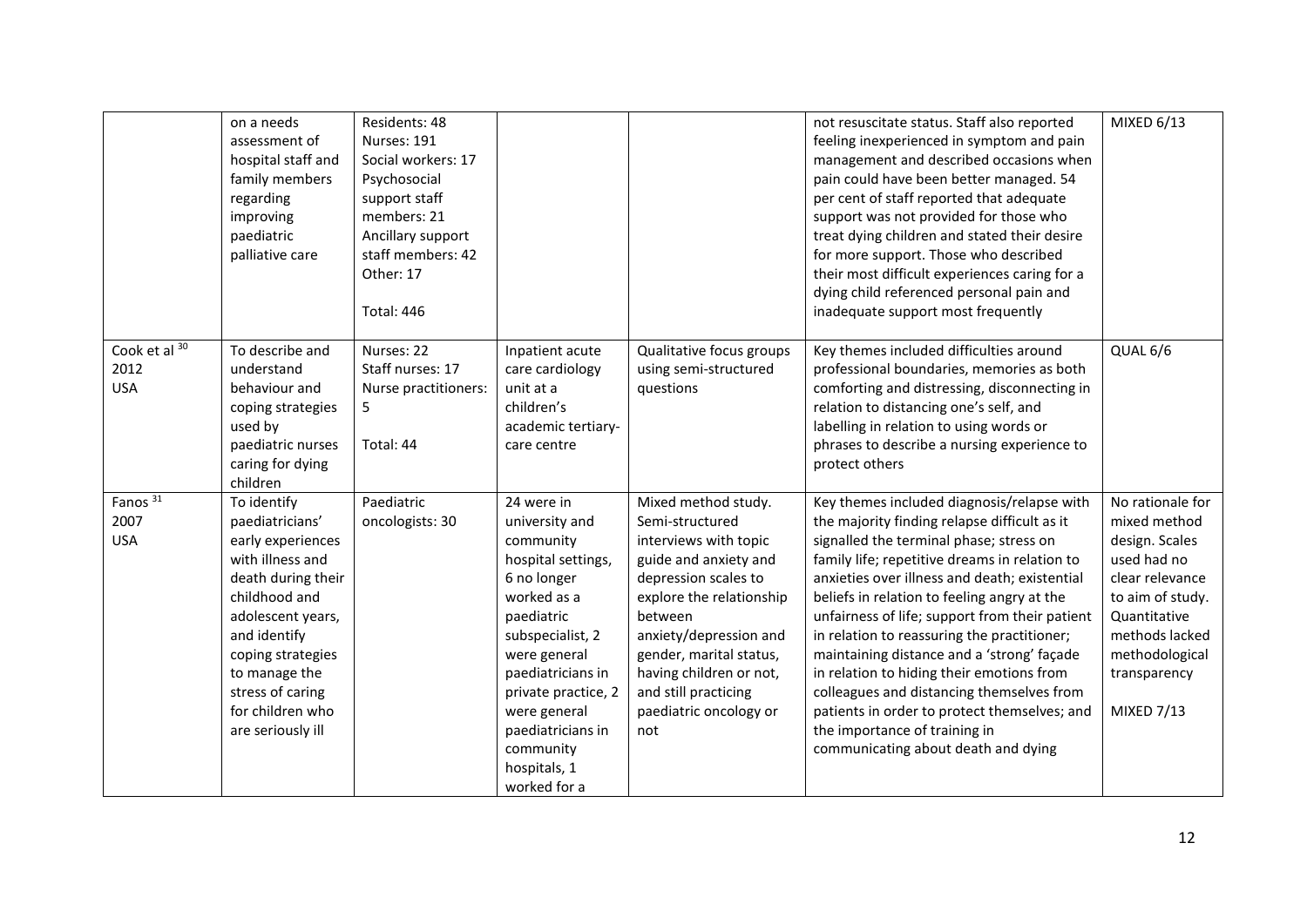| | | | | | | |
|---|---|---|---|---|---|---|
| | on a needs assessment of hospital staff and family members regarding improving paediatric palliative care | Residents: 48<br>Nurses: 191<br>Social workers: 17<br>Psychosocial support staff members: 21<br>Ancillary support staff members: 42<br>Other: 17<br><br>Total: 446 | | | not resuscitate status. Staff also reported feeling inexperienced in symptom and pain management and described occasions when pain could have been better managed. 54 per cent of staff reported that adequate support was not provided for those who treat dying children and stated their desire for more support. Those who described their most difficult experiences caring for a dying child referenced personal pain and inadequate support most frequently | MIXED 6/13 |
| Cook et al [30]<br>2012<br>USA | To describe and understand behaviour and coping strategies used by paediatric nurses caring for dying children | Nurses: 22<br>Staff nurses: 17<br>Nurse practitioners: 5<br>Total: 44 | Inpatient acute care cardiology unit at a children's academic tertiary-care centre | Qualitative focus groups using semi-structured questions | Key themes included difficulties around professional boundaries, memories as both comforting and distressing, disconnecting in relation to distancing one's self, and labelling in relation to using words or phrases to describe a nursing experience to protect others | QUAL 6/6 |
| Fanos [31]<br>2007<br>USA | To identify paediatricians' early experiences with illness and death during their childhood and adolescent years, and identify coping strategies to manage the stress of caring for children who are seriously ill | Paediatric oncologists: 30 | 24 were in university and community hospital settings, 6 no longer worked as a paediatric subspecialist, 2 were general paediatricians in private practice, 2 were general paediatricians in community hospitals, 1 worked for a | Mixed method study. Semi-structured interviews with topic guide and anxiety and depression scales to explore the relationship between anxiety/depression and gender, marital status, having children or not, and still practicing paediatric oncology or not | Key themes included diagnosis/relapse with the majority finding relapse difficult as it signalled the terminal phase; stress on family life; repetitive dreams in relation to anxieties over illness and death; existential beliefs in relation to feeling angry at the unfairness of life; support from their patient in relation to reassuring the practitioner; maintaining distance and a 'strong' façade in relation to hiding their emotions from colleagues and distancing themselves from patients in order to protect themselves; and the importance of training in communicating about death and dying | No rationale for mixed method design. Scales used had no clear relevance to aim of study. Quantitative methods lacked methodological transparency<br><br>MIXED 7/13 |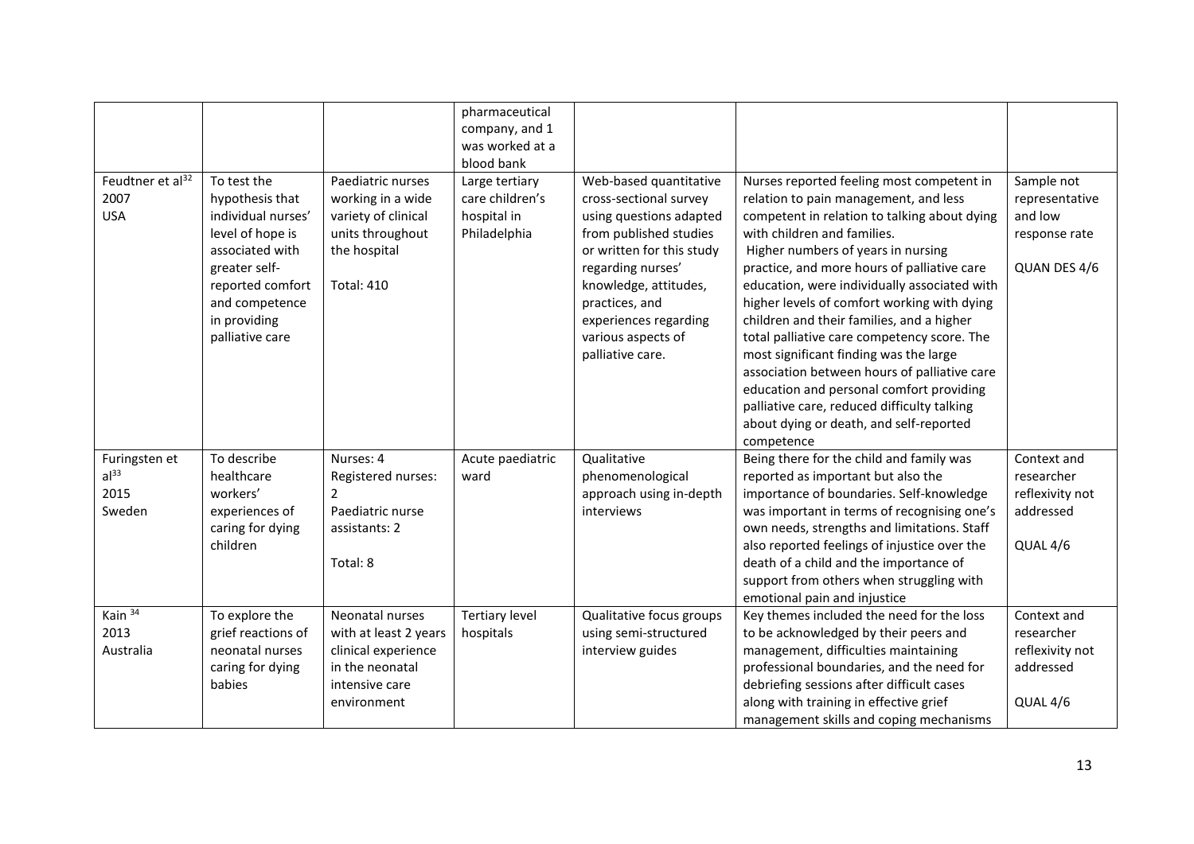|  |  |  | pharmaceutical company, and 1 was worked at a blood bank |  |  |  |
|---|---|---|---|---|---|---|
| Feudtner et al[32] 2007 USA | To test the hypothesis that individual nurses' level of hope is associated with greater self-reported comfort and competence in providing palliative care | Paediatric nurses working in a wide variety of clinical units throughout the hospital<br><br>Total: 410 | Large tertiary care children's hospital in Philadelphia | Web-based quantitative cross-sectional survey using questions adapted from published studies or written for this study regarding nurses' knowledge, attitudes, practices, and experiences regarding various aspects of palliative care. | Nurses reported feeling most competent in relation to pain management, and less competent in relation to talking about dying with children and families. Higher numbers of years in nursing practice, and more hours of palliative care education, were individually associated with higher levels of comfort working with dying children and their families, and a higher total palliative care competency score. The most significant finding was the large association between hours of palliative care education and personal comfort providing palliative care, reduced difficulty talking about dying or death, and self-reported competence | Sample not representative and low response rate<br><br>QUAN DES 4/6 |
| Furingsten et al[33] 2015 Sweden | To describe healthcare workers' experiences of caring for dying children | Nurses: 4<br>Registered nurses: 2<br>Paediatric nurse assistants: 2<br><br>Total: 8 | Acute paediatric ward | Qualitative phenomenological approach using in-depth interviews | Being there for the child and family was reported as important but also the importance of boundaries. Self-knowledge was important in terms of recognising one's own needs, strengths and limitations. Staff also reported feelings of injustice over the death of a child and the importance of support from others when struggling with emotional pain and injustice | Context and researcher reflexivity not addressed<br><br>QUAL 4/6 |
| Kain [34] 2013 Australia | To explore the grief reactions of neonatal nurses caring for dying babies | Neonatal nurses with at least 2 years clinical experience in the neonatal intensive care environment | Tertiary level hospitals | Qualitative focus groups using semi-structured interview guides | Key themes included the need for the loss to be acknowledged by their peers and management, difficulties maintaining professional boundaries, and the need for debriefing sessions after difficult cases along with training in effective grief management skills and coping mechanisms | Context and researcher reflexivity not addressed<br><br>QUAL 4/6 |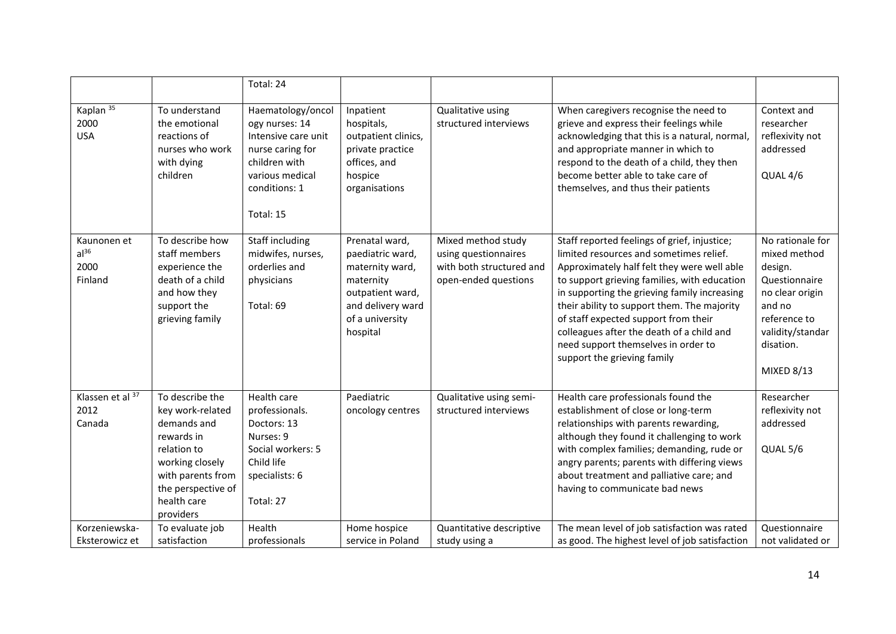| | | Total: 24 | | | | |
|---|---|---|---|---|---|---|
| Kaplan [35] 2000 USA | To understand the emotional reactions of nurses who work with dying children | Haematology/oncology nurses: 14 Intensive care unit nurse caring for children with various medical conditions: 1 Total: 15 | Inpatient hospitals, outpatient clinics, private practice offices, and hospice organisations | Qualitative using structured interviews | When caregivers recognise the need to grieve and express their feelings while acknowledging that this is a natural, normal, and appropriate manner in which to respond to the death of a child, they then become better able to take care of themselves, and thus their patients | Context and researcher reflexivity not addressed QUAL 4/6 |
| Kaunonen et al[36] 2000 Finland | To describe how staff members experience the death of a child and how they support the grieving family | Staff including midwifes, nurses, orderlies and physicians Total: 69 | Prenatal ward, paediatric ward, maternity ward, maternity outpatient ward, and delivery ward of a university hospital | Mixed method study using questionnaires with both structured and open-ended questions | Staff reported feelings of grief, injustice; limited resources and sometimes relief. Approximately half felt they were well able to support grieving families, with education in supporting the grieving family increasing their ability to support them. The majority of staff expected support from their colleagues after the death of a child and need support themselves in order to support the grieving family | No rationale for mixed method design. Questionnaire no clear origin and no reference to validity/standardisation. MIXED 8/13 |
| Klassen et al [37] 2012 Canada | To describe the key work-related demands and rewards in relation to working closely with parents from the perspective of health care providers | Health care professionals. Doctors: 13 Nurses: 9 Social workers: 5 Child life specialists: 6 Total: 27 | Paediatric oncology centres | Qualitative using semi-structured interviews | Health care professionals found the establishment of close or long-term relationships with parents rewarding, although they found it challenging to work with complex families; demanding, rude or angry parents; parents with differing views about treatment and palliative care; and having to communicate bad news | Researcher reflexivity not addressed QUAL 5/6 |
| Korzeniewska-Eksterowicz et | To evaluate job satisfaction | Health professionals | Home hospice service in Poland | Quantitative descriptive study using a | The mean level of job satisfaction was rated as good. The highest level of job satisfaction | Questionnaire not validated or |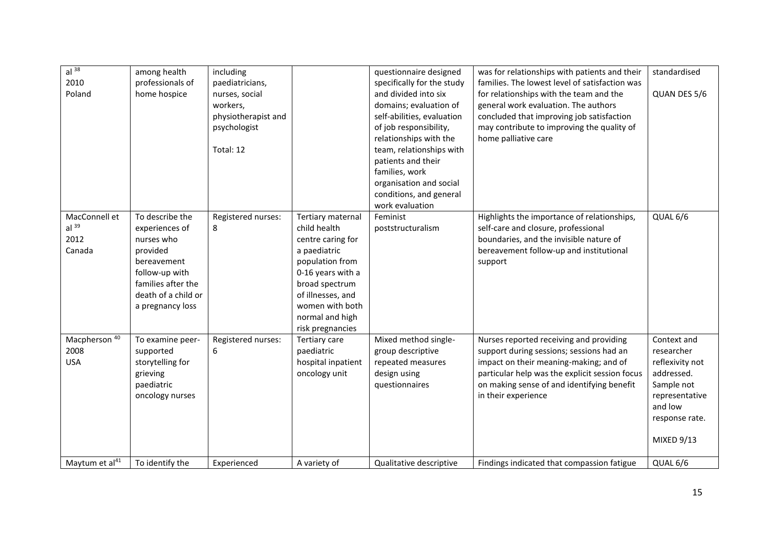| | | | | | | |
|---|---|---|---|---|---|---|
| al [38] 2010 Poland | among health professionals of home hospice | including paediatricians, nurses, social workers, physiotherapist and psychologist Total: 12 | | questionnaire designed specifically for the study and divided into six domains; evaluation of self-abilities, evaluation of job responsibility, relationships with the team, relationships with patients and their families, work organisation and social conditions, and general work evaluation | was for relationships with patients and their families. The lowest level of satisfaction was for relationships with the team and the general work evaluation. The authors concluded that improving job satisfaction may contribute to improving the quality of home palliative care | standardised QUAN DES 5/6 |
| MacConnell et al [39] 2012 Canada | To describe the experiences of nurses who provided bereavement follow-up with families after the death of a child or a pregnancy loss | Registered nurses: 8 | Tertiary maternal child health centre caring for a paediatric population from 0-16 years with a broad spectrum of illnesses, and women with both normal and high risk pregnancies | Feminist poststructuralism | Highlights the importance of relationships, self-care and closure, professional boundaries, and the invisible nature of bereavement follow-up and institutional support | QUAL 6/6 |
| Macpherson [40] 2008 USA | To examine peer-supported storytelling for grieving paediatric oncology nurses | Registered nurses: 6 | Tertiary care paediatric hospital inpatient oncology unit | Mixed method single-group descriptive repeated measures design using questionnaires | Nurses reported receiving and providing support during sessions; sessions had an impact on their meaning-making; and of particular help was the explicit session focus on making sense of and identifying benefit in their experience | Context and researcher reflexivity not addressed. Sample not representative and low response rate. MIXED 9/13 |
| Maytum et al[41] | To identify the | Experienced | A variety of | Qualitative descriptive | Findings indicated that compassion fatigue | QUAL 6/6 |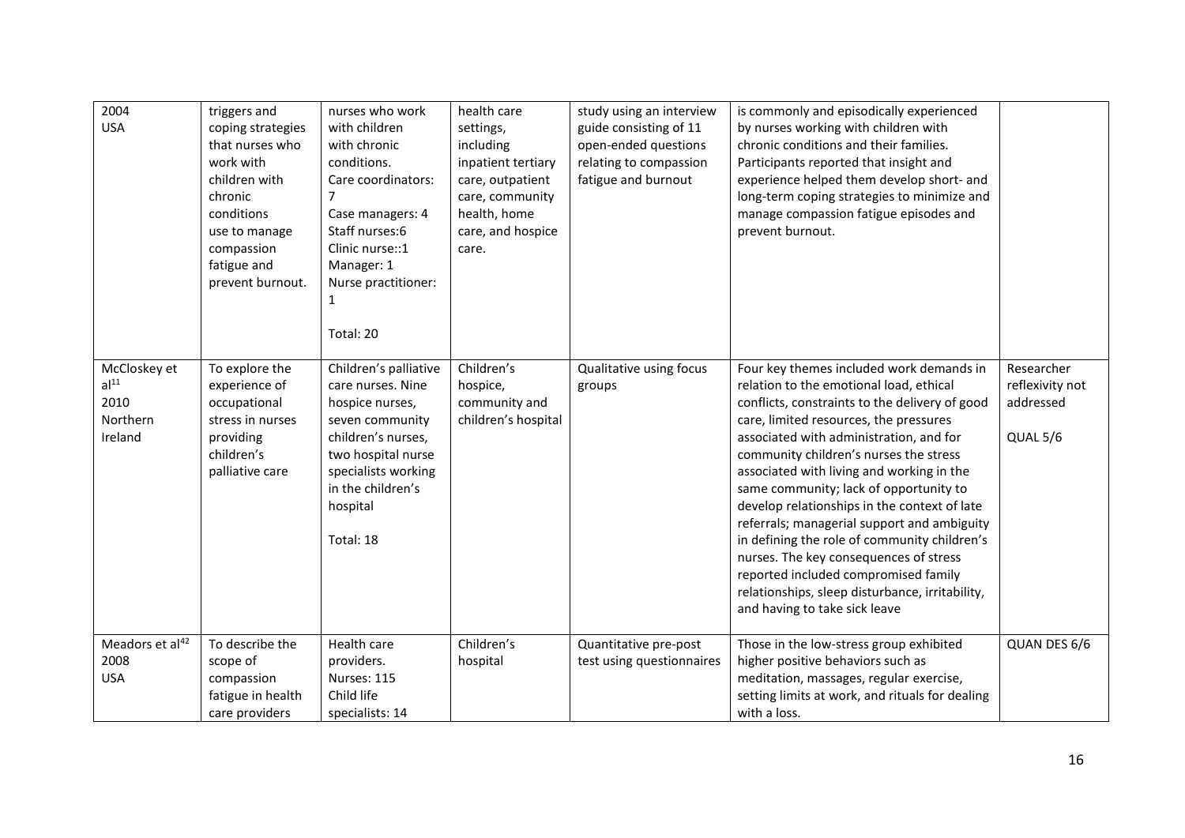| | | | | | | |
|---|---|---|---|---|---|---|
| 2004<br>USA | triggers and coping strategies that nurses who work with children with chronic conditions use to manage compassion fatigue and prevent burnout. | nurses who work with children with chronic conditions.<br>Care coordinators: 7<br>Case managers: 4<br>Staff nurses:6<br>Clinic nurse::1<br>Manager: 1<br>Nurse practitioner: 1<br><br>Total: 20 | health care settings, including inpatient tertiary care, outpatient care, community health, home care, and hospice care. | study using an interview guide consisting of 11 open-ended questions relating to compassion fatigue and burnout | is commonly and episodically experienced by nurses working with children with chronic conditions and their families. Participants reported that insight and experience helped them develop short- and long-term coping strategies to minimize and manage compassion fatigue episodes and prevent burnout. | |
| McCloskey et al[11]<br>2010<br>Northern Ireland | To explore the experience of occupational stress in nurses providing children's palliative care | Children's palliative care nurses. Nine hospice nurses, seven community children's nurses, two hospital nurse specialists working in the children's hospital<br><br>Total: 18 | Children's hospice, community and children's hospital | Qualitative using focus groups | Four key themes included work demands in relation to the emotional load, ethical conflicts, constraints to the delivery of good care, limited resources, the pressures associated with administration, and for community children's nurses the stress associated with living and working in the same community; lack of opportunity to develop relationships in the context of late referrals; managerial support and ambiguity in defining the role of community children's nurses. The key consequences of stress reported included compromised family relationships, sleep disturbance, irritability, and having to take sick leave | Researcher reflexivity not addressed<br><br>QUAL 5/6 |
| Meadors et al[42]<br>2008<br>USA | To describe the scope of compassion fatigue in health care providers | Health care providers.<br>Nurses: 115<br>Child life specialists: 14 | Children's hospital | Quantitative pre-post test using questionnaires | Those in the low-stress group exhibited higher positive behaviors such as meditation, massages, regular exercise, setting limits at work, and rituals for dealing with a loss. | QUAN DES 6/6 |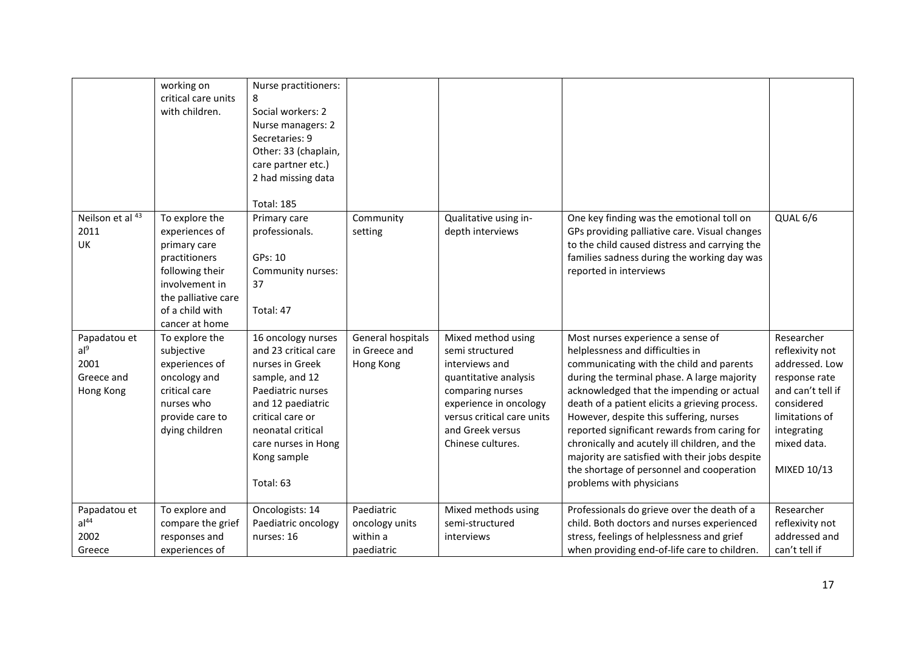| | | | | | | |
|---|---|---|---|---|---|---|
| | working on critical care units with children. | Nurse practitioners: 8<br>Social workers: 2<br>Nurse managers: 2<br>Secretaries: 9<br>Other: 33 (chaplain, care partner etc.)<br>2 had missing data<br><br>Total: 185 | | | | |
| Neilson et al [43]<br>2011<br>UK | To explore the experiences of primary care practitioners following their involvement in the palliative care of a child with cancer at home | Primary care professionals.<br><br>GPs: 10<br>Community nurses: 37<br><br>Total: 47 | Community setting | Qualitative using in-depth interviews | One key finding was the emotional toll on GPs providing palliative care. Visual changes to the child caused distress and carrying the families sadness during the working day was reported in interviews | QUAL 6/6 |
| Papadatou et al[9]<br>2001<br>Greece and Hong Kong | To explore the subjective experiences of oncology and critical care nurses who provide care to dying children | 16 oncology nurses and 23 critical care nurses in Greek sample, and 12 Paediatric nurses and 12 paediatric critical care or neonatal critical care nurses in Hong Kong sample<br><br>Total: 63 | General hospitals in Greece and Hong Kong | Mixed method using semi structured interviews and quantitative analysis comparing nurses experience in oncology versus critical care units and Greek versus Chinese cultures. | Most nurses experience a sense of helplessness and difficulties in communicating with the child and parents during the terminal phase. A large majority acknowledged that the impending or actual death of a patient elicits a grieving process. However, despite this suffering, nurses reported significant rewards from caring for chronically and acutely ill children, and the majority are satisfied with their jobs despite the shortage of personnel and cooperation problems with physicians | Researcher reflexivity not addressed. Low response rate and can't tell if considered limitations of integrating mixed data.<br><br>MIXED 10/13 |
| Papadatou et al[44]<br>2002<br>Greece | To explore and compare the grief responses and experiences of | Oncologists: 14<br>Paediatric oncology nurses: 16 | Paediatric oncology units within a paediatric | Mixed methods using semi-structured interviews | Professionals do grieve over the death of a child. Both doctors and nurses experienced stress, feelings of helplessness and grief when providing end-of-life care to children. | Researcher reflexivity not addressed and can't tell if |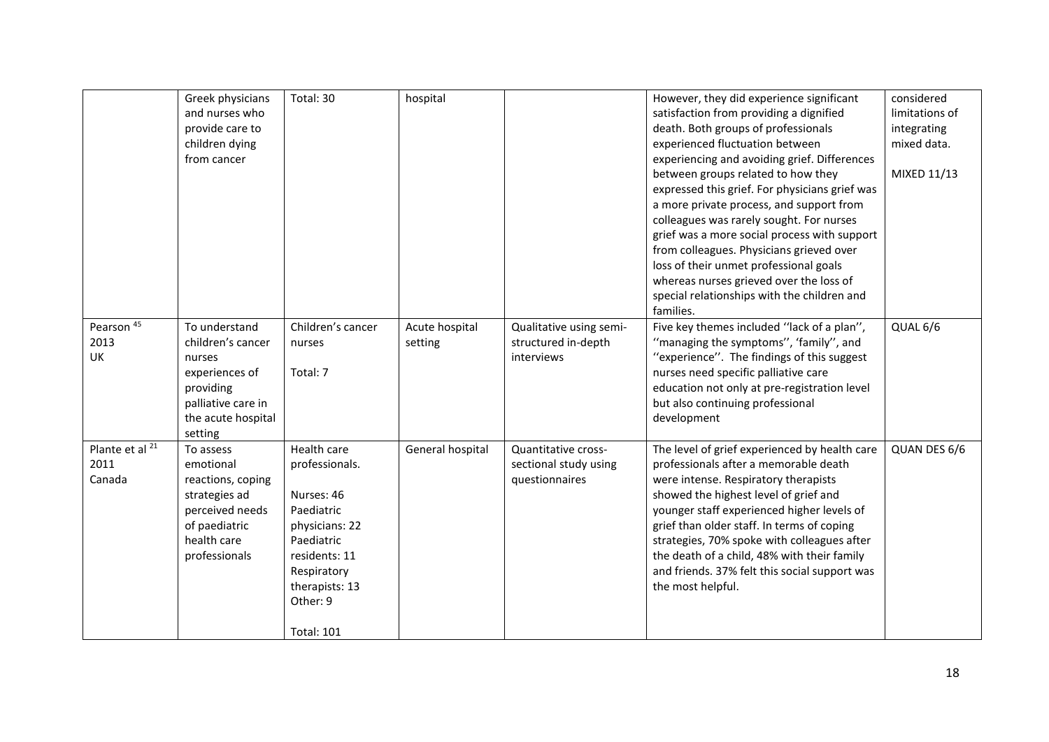| | | | | | | |
|---|---|---|---|---|---|---|
| | Greek physicians and nurses who provide care to children dying from cancer | Total: 30 | hospital | | However, they did experience significant satisfaction from providing a dignified death. Both groups of professionals experienced fluctuation between experiencing and avoiding grief. Differences between groups related to how they expressed this grief. For physicians grief was a more private process, and support from colleagues was rarely sought. For nurses grief was a more social process with support from colleagues. Physicians grieved over loss of their unmet professional goals whereas nurses grieved over the loss of special relationships with the children and families. | considered limitations of integrating mixed data.<br><br>MIXED 11/13 |
| Pearson [45]<br>2013<br>UK | To understand children's cancer nurses experiences of providing palliative care in the acute hospital setting | Children's cancer nurses<br><br>Total: 7 | Acute hospital setting | Qualitative using semi-structured in-depth interviews | Five key themes included ''lack of a plan'', ''managing the symptoms'', 'family'', and ''experience''. The findings of this suggest nurses need specific palliative care education not only at pre-registration level but also continuing professional development | QUAL 6/6 |
| Plante et al [21]<br>2011<br>Canada | To assess emotional reactions, coping strategies ad perceived needs of paediatric health care professionals | Health care professionals.<br><br>Nurses: 46<br>Paediatric physicians: 22<br>Paediatric residents: 11<br>Respiratory therapists: 13<br>Other: 9<br><br>Total: 101 | General hospital | Quantitative cross-sectional study using questionnaires | The level of grief experienced by health care professionals after a memorable death were intense. Respiratory therapists showed the highest level of grief and younger staff experienced higher levels of grief than older staff. In terms of coping strategies, 70% spoke with colleagues after the death of a child, 48% with their family and friends. 37% felt this social support was the most helpful. | QUAN DES 6/6 |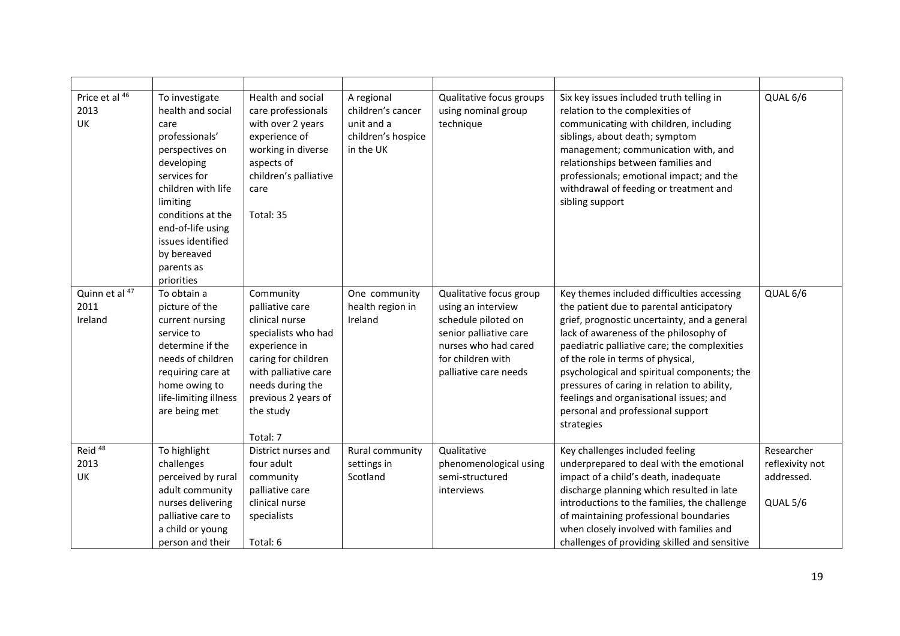| | | | | | | |
|---|---|---|---|---|---|---|
| Price et al [46] 2013 UK | To investigate health and social care professionals' perspectives on developing services for children with life limiting conditions at the end-of-life using issues identified by bereaved parents as priorities | Health and social care professionals with over 2 years experience of working in diverse aspects of children's palliative care<br><br>Total: 35 | A regional children's cancer unit and a children's hospice in the UK | Qualitative focus groups using nominal group technique | Six key issues included truth telling in relation to the complexities of communicating with children, including siblings, about death; symptom management; communication with, and relationships between families and professionals; emotional impact; and the withdrawal of feeding or treatment and sibling support | QUAL 6/6 |
| Quinn et al [47] 2011 Ireland | To obtain a picture of the current nursing service to determine if the needs of children requiring care at home owing to life-limiting illness are being met | Community palliative care clinical nurse specialists who had experience in caring for children with palliative care needs during the previous 2 years of the study<br><br>Total: 7 | One community health region in Ireland | Qualitative focus group using an interview schedule piloted on senior palliative care nurses who had cared for children with palliative care needs | Key themes included difficulties accessing the patient due to parental anticipatory grief, prognostic uncertainty, and a general lack of awareness of the philosophy of paediatric palliative care; the complexities of the role in terms of physical, psychological and spiritual components; the pressures of caring in relation to ability, feelings and organisational issues; and personal and professional support strategies | QUAL 6/6 |
| Reid [48] 2013 UK | To highlight challenges perceived by rural adult community nurses delivering palliative care to a child or young person and their | District nurses and four adult community palliative care clinical nurse specialists<br><br>Total: 6 | Rural community settings in Scotland | Qualitative phenomenological using semi-structured interviews | Key challenges included feeling underprepared to deal with the emotional impact of a child's death, inadequate discharge planning which resulted in late introductions to the families, the challenge of maintaining professional boundaries when closely involved with families and challenges of providing skilled and sensitive | Researcher reflexivity not addressed.<br><br>QUAL 5/6 |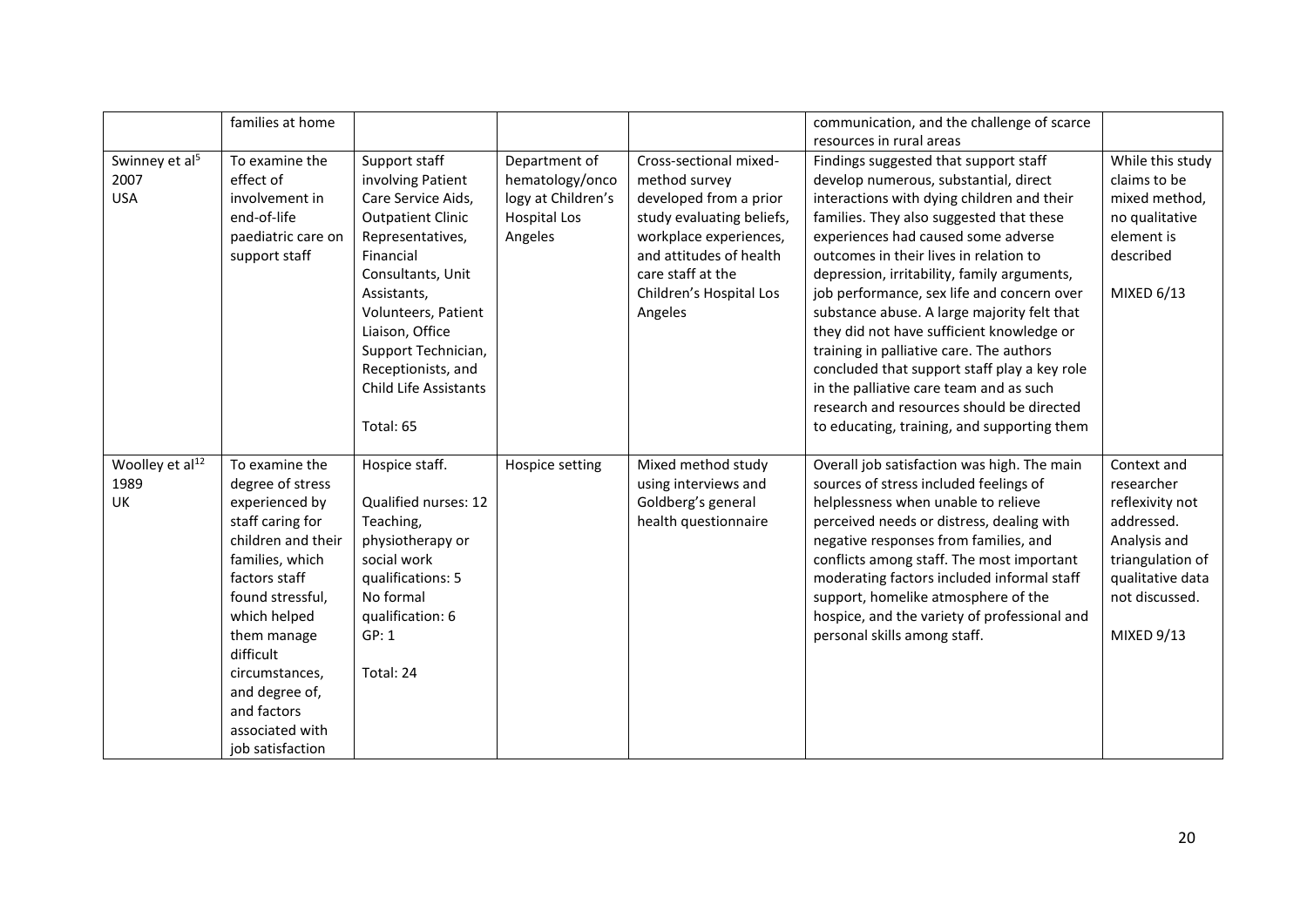|  | families at home |  |  |  | communication, and the challenge of scarce resources in rural areas |  |
|---|---|---|---|---|---|---|
| Swinney et al[5] 2007 USA | To examine the effect of involvement in end-of-life paediatric care on support staff | Support staff involving Patient Care Service Aids, Outpatient Clinic Representatives, Financial Consultants, Unit Assistants, Volunteers, Patient Liaison, Office Support Technician, Receptionists, and Child Life Assistants<br><br>Total: 65 | Department of hematology/oncology at Children's Hospital Los Angeles | Cross-sectional mixed-method survey developed from a prior study evaluating beliefs, workplace experiences, and attitudes of health care staff at the Children's Hospital Los Angeles | Findings suggested that support staff develop numerous, substantial, direct interactions with dying children and their families. They also suggested that these experiences had caused some adverse outcomes in their lives in relation to depression, irritability, family arguments, job performance, sex life and concern over substance abuse. A large majority felt that they did not have sufficient knowledge or training in palliative care. The authors concluded that support staff play a key role in the palliative care team and as such research and resources should be directed to educating, training, and supporting them | While this study claims to be mixed method, no qualitative element is described<br><br>MIXED 6/13 |
| Woolley et al[12] 1989 UK | To examine the degree of stress experienced by staff caring for children and their families, which factors staff found stressful, which helped them manage difficult circumstances, and degree of, and factors associated with job satisfaction | Hospice staff.<br><br>Qualified nurses: 12<br>Teaching, physiotherapy or social work qualifications: 5<br>No formal qualification: 6<br>GP: 1<br><br>Total: 24 | Hospice setting | Mixed method study using interviews and Goldberg's general health questionnaire | Overall job satisfaction was high. The main sources of stress included feelings of helplessness when unable to relieve perceived needs or distress, dealing with negative responses from families, and conflicts among staff. The most important moderating factors included informal staff support, homelike atmosphere of the hospice, and the variety of professional and personal skills among staff. | Context and researcher reflexivity not addressed. Analysis and triangulation of qualitative data not discussed.<br><br>MIXED 9/13 |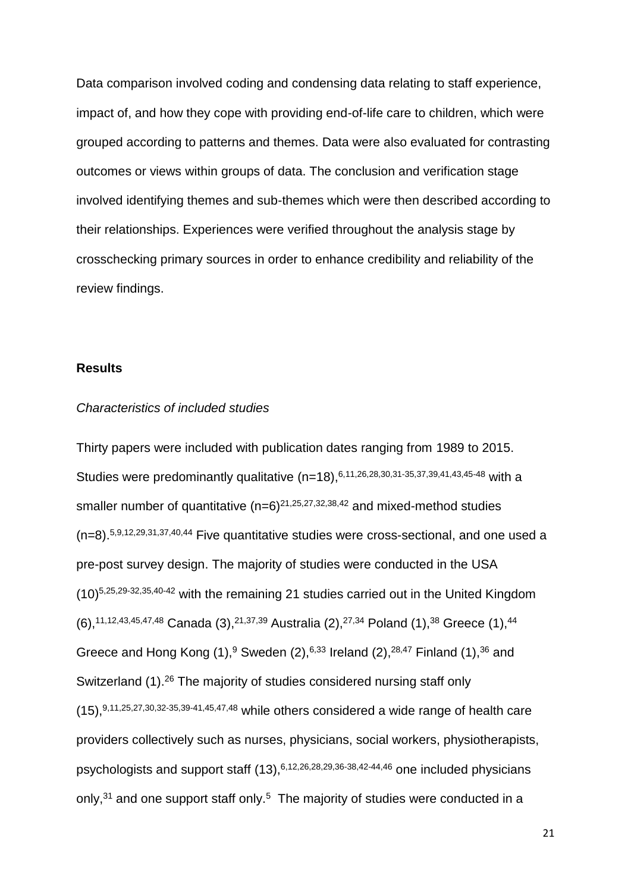Data comparison involved coding and condensing data relating to staff experience, impact of, and how they cope with providing end-of-life care to children, which were grouped according to patterns and themes. Data were also evaluated for contrasting outcomes or views within groups of data. The conclusion and verification stage involved identifying themes and sub-themes which were then described according to their relationships. Experiences were verified throughout the analysis stage by crosschecking primary sources in order to enhance credibility and reliability of the review findings.

## Results

*Characteristics of included studies*

Thirty papers were included with publication dates ranging from 1989 to 2015. Studies were predominantly qualitative (n=18),[6,11,26,28,30,31-35,37,39,41,43,45-48] with a smaller number of quantitative (n=6)[21,25,27,32,38,42] and mixed-method studies (n=8).[5,9,12,29,31,37,40,44] Five quantitative studies were cross-sectional, and one used a pre-post survey design. The majority of studies were conducted in the USA (10)[5,25,29-32,35,40-42] with the remaining 21 studies carried out in the United Kingdom (6),[11,12,43,45,47,48] Canada (3),[21,37,39] Australia (2),[27,34] Poland (1),[38] Greece (1),[44] Greece and Hong Kong (1),[9] Sweden (2),[6,33] Ireland (2),[28,47] Finland (1),[36] and Switzerland (1).[26] The majority of studies considered nursing staff only (15),[9,11,25,27,30,32-35,39-41,45,47,48] while others considered a wide range of health care providers collectively such as nurses, physicians, social workers, physiotherapists, psychologists and support staff (13),[6,12,26,28,29,36-38,42-44,46] one included physicians only,[31] and one support staff only.[5] The majority of studies were conducted in a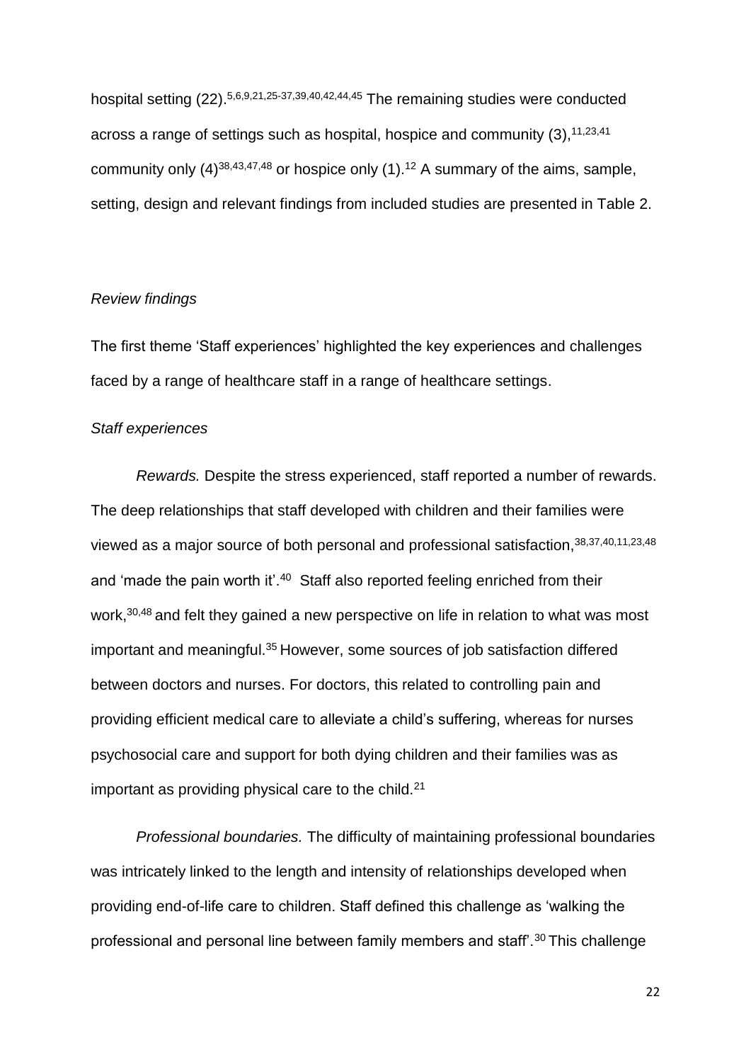hospital setting (22).[5,6,9,21,25-37,39,40,42,44,45] The remaining studies were conducted across a range of settings such as hospital, hospice and community (3),[11,23,41] community only (4)[38,43,47,48] or hospice only (1).[12] A summary of the aims, sample, setting, design and relevant findings from included studies are presented in Table 2.

*Review findings*

The first theme 'Staff experiences' highlighted the key experiences and challenges faced by a range of healthcare staff in a range of healthcare settings.

*Staff experiences*

*Rewards.* Despite the stress experienced, staff reported a number of rewards. The deep relationships that staff developed with children and their families were viewed as a major source of both personal and professional satisfaction,[38,37,40,11,23,48] and 'made the pain worth it'.[40] Staff also reported feeling enriched from their work,[30,48] and felt they gained a new perspective on life in relation to what was most important and meaningful.[35] However, some sources of job satisfaction differed between doctors and nurses. For doctors, this related to controlling pain and providing efficient medical care to alleviate a child's suffering, whereas for nurses psychosocial care and support for both dying children and their families was as important as providing physical care to the child.[21]

*Professional boundaries.* The difficulty of maintaining professional boundaries was intricately linked to the length and intensity of relationships developed when providing end-of-life care to children. Staff defined this challenge as 'walking the professional and personal line between family members and staff'.[30] This challenge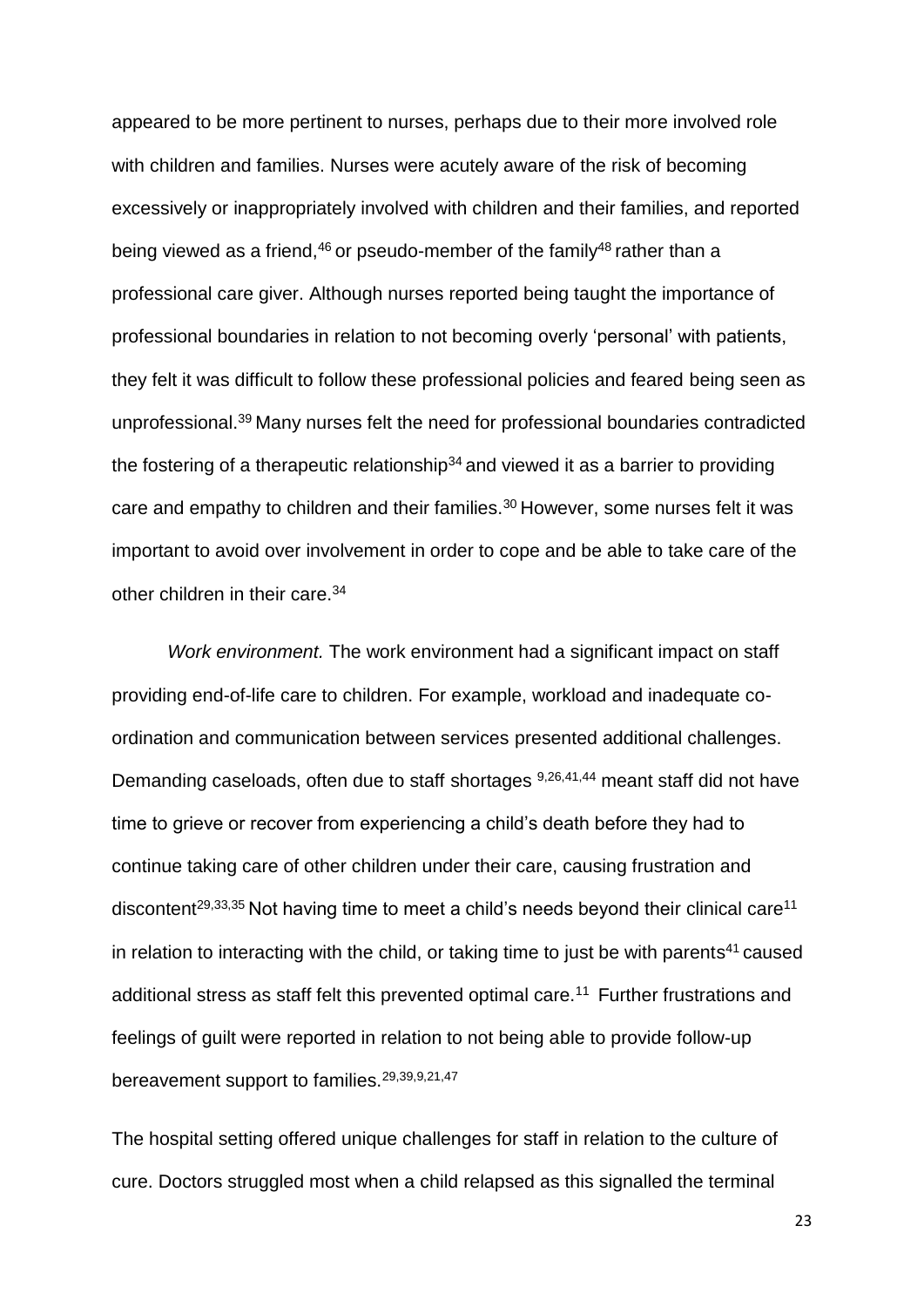appeared to be more pertinent to nurses, perhaps due to their more involved role with children and families. Nurses were acutely aware of the risk of becoming excessively or inappropriately involved with children and their families, and reported being viewed as a friend,[46] or pseudo-member of the family[48] rather than a professional care giver. Although nurses reported being taught the importance of professional boundaries in relation to not becoming overly 'personal' with patients, they felt it was difficult to follow these professional policies and feared being seen as unprofessional.[39] Many nurses felt the need for professional boundaries contradicted the fostering of a therapeutic relationship[34] and viewed it as a barrier to providing care and empathy to children and their families.[30] However, some nurses felt it was important to avoid over involvement in order to cope and be able to take care of the other children in their care.[34]

*Work environment.* The work environment had a significant impact on staff providing end-of-life care to children. For example, workload and inadequate co-ordination and communication between services presented additional challenges. Demanding caseloads, often due to staff shortages [9,26,41,44] meant staff did not have time to grieve or recover from experiencing a child's death before they had to continue taking care of other children under their care, causing frustration and discontent[29,33,35] Not having time to meet a child's needs beyond their clinical care[11] in relation to interacting with the child, or taking time to just be with parents[41] caused additional stress as staff felt this prevented optimal care.[11] Further frustrations and feelings of guilt were reported in relation to not being able to provide follow-up bereavement support to families.[29,39,9,21,47]

The hospital setting offered unique challenges for staff in relation to the culture of cure. Doctors struggled most when a child relapsed as this signalled the terminal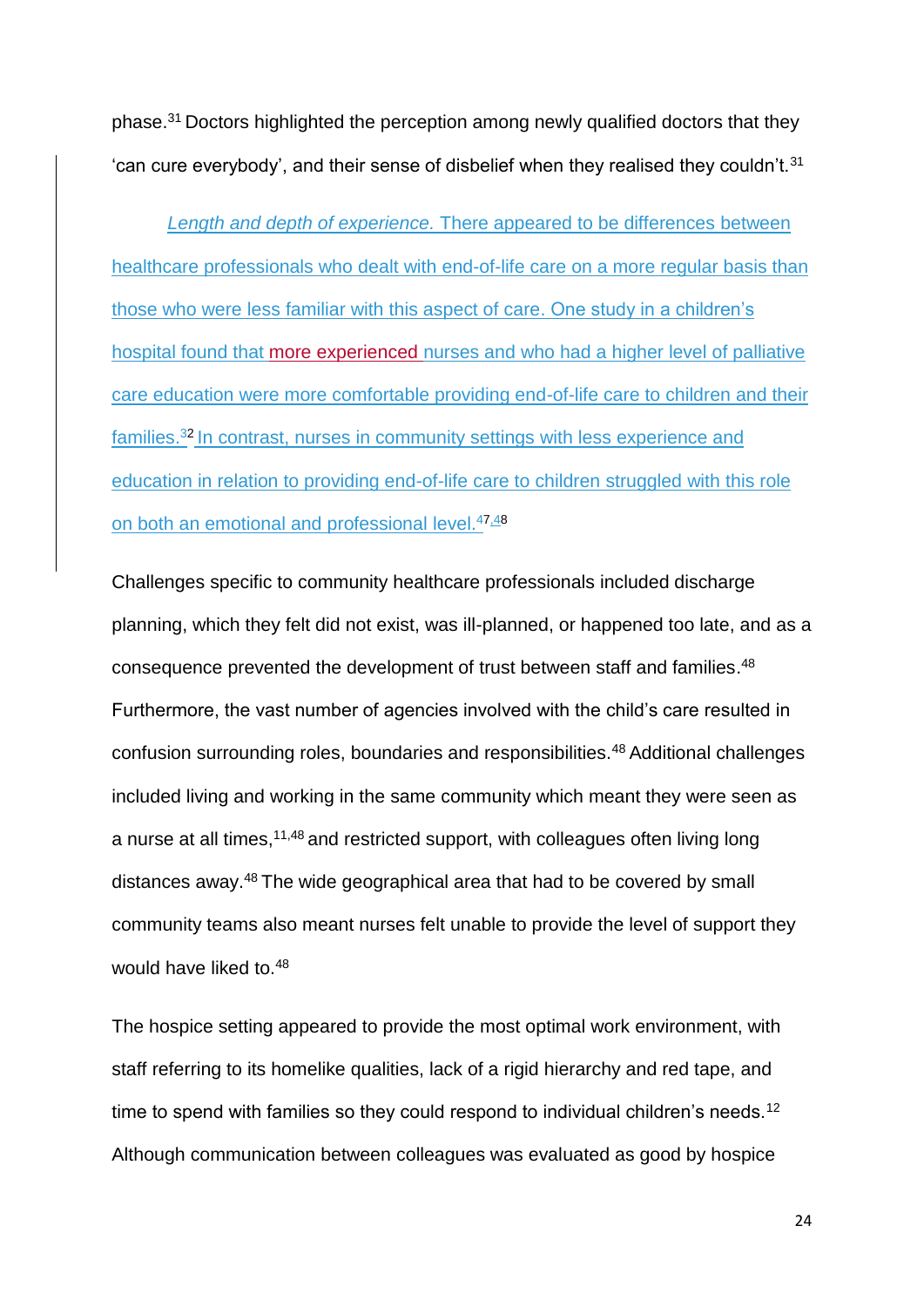phase.[31] Doctors highlighted the perception among newly qualified doctors that they 'can cure everybody', and their sense of disbelief when they realised they couldn't.[31]

*Length and depth of experience.* There appeared to be differences between healthcare professionals who dealt with end-of-life care on a more regular basis than those who were less familiar with this aspect of care. One study in a children's hospital found that more experienced nurses and who had a higher level of palliative care education were more comfortable providing end-of-life care to children and their families.[32] In contrast, nurses in community settings with less experience and education in relation to providing end-of-life care to children struggled with this role on both an emotional and professional level.[47,48]

Challenges specific to community healthcare professionals included discharge planning, which they felt did not exist, was ill-planned, or happened too late, and as a consequence prevented the development of trust between staff and families.[48] Furthermore, the vast number of agencies involved with the child's care resulted in confusion surrounding roles, boundaries and responsibilities.[48] Additional challenges included living and working in the same community which meant they were seen as a nurse at all times,[11,48] and restricted support, with colleagues often living long distances away.[48] The wide geographical area that had to be covered by small community teams also meant nurses felt unable to provide the level of support they would have liked to.[48]

The hospice setting appeared to provide the most optimal work environment, with staff referring to its homelike qualities, lack of a rigid hierarchy and red tape, and time to spend with families so they could respond to individual children's needs.[12] Although communication between colleagues was evaluated as good by hospice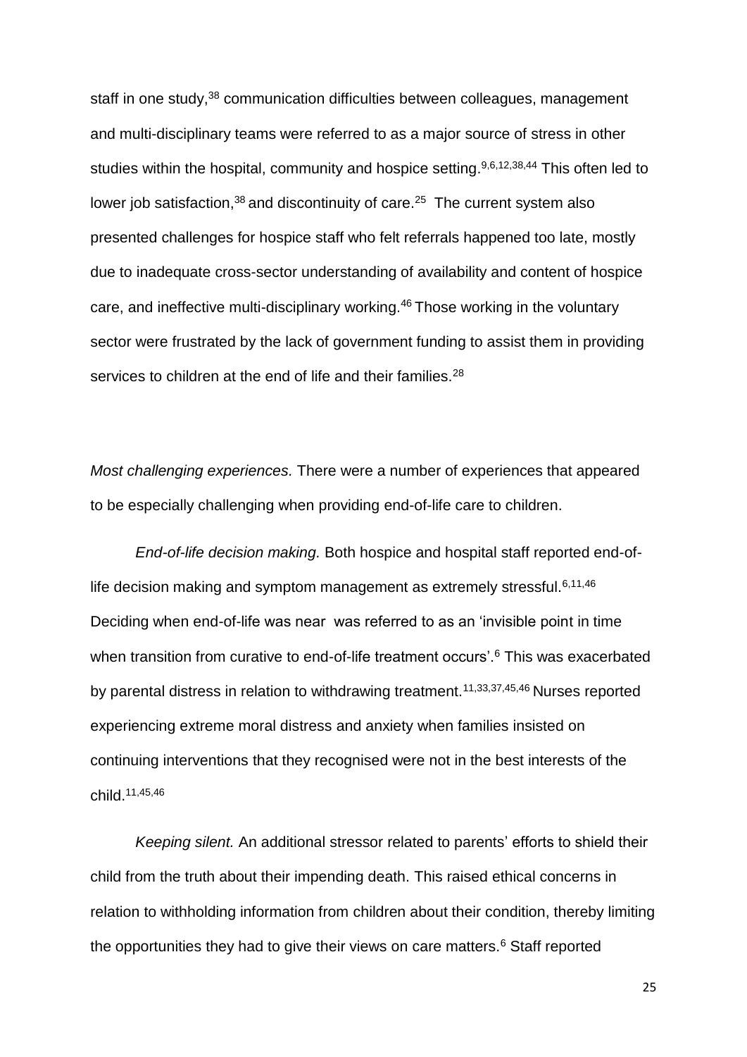staff in one study,[38] communication difficulties between colleagues, management and multi-disciplinary teams were referred to as a major source of stress in other studies within the hospital, community and hospice setting.[9,6,12,38,44] This often led to lower job satisfaction,[38] and discontinuity of care.[25] The current system also presented challenges for hospice staff who felt referrals happened too late, mostly due to inadequate cross-sector understanding of availability and content of hospice care, and ineffective multi-disciplinary working.[46] Those working in the voluntary sector were frustrated by the lack of government funding to assist them in providing services to children at the end of life and their families.[28]

*Most challenging experiences.* There were a number of experiences that appeared to be especially challenging when providing end-of-life care to children.

*End-of-life decision making.* Both hospice and hospital staff reported end-of-life decision making and symptom management as extremely stressful.[6,11,46] Deciding when end-of-life was near was referred to as an 'invisible point in time when transition from curative to end-of-life treatment occurs'.[6] This was exacerbated by parental distress in relation to withdrawing treatment.[11,33,37,45,46] Nurses reported experiencing extreme moral distress and anxiety when families insisted on continuing interventions that they recognised were not in the best interests of the child.[11,45,46]

*Keeping silent.* An additional stressor related to parents' efforts to shield their child from the truth about their impending death. This raised ethical concerns in relation to withholding information from children about their condition, thereby limiting the opportunities they had to give their views on care matters.[6] Staff reported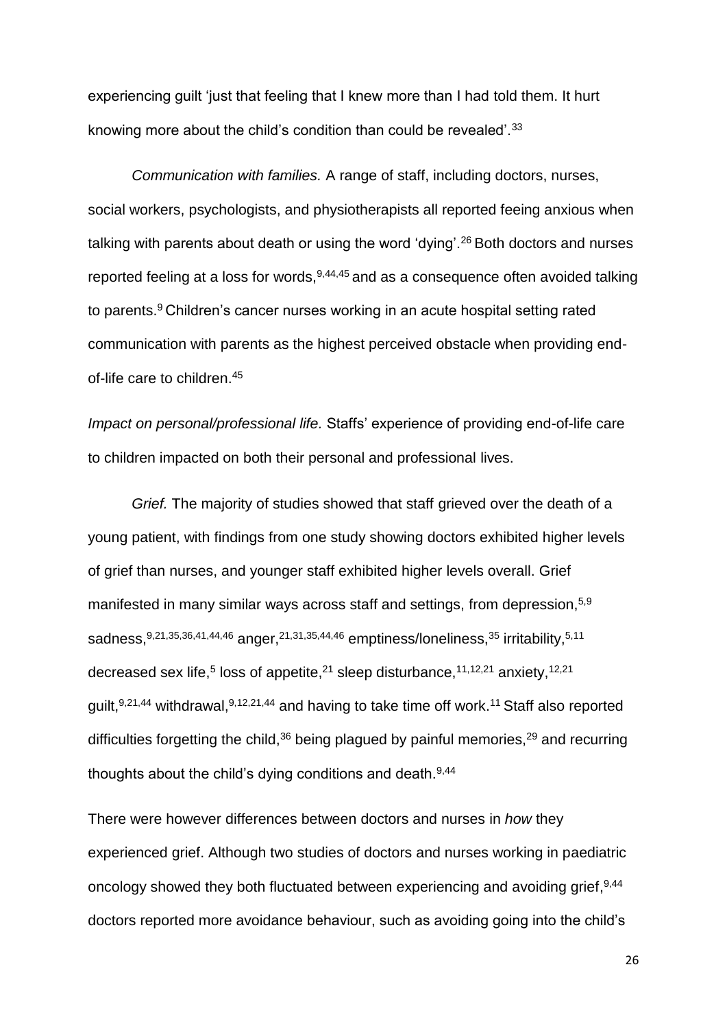experiencing guilt 'just that feeling that I knew more than I had told them. It hurt knowing more about the child's condition than could be revealed'.[33]

*Communication with families.* A range of staff, including doctors, nurses, social workers, psychologists, and physiotherapists all reported feeing anxious when talking with parents about death or using the word 'dying'.[26] Both doctors and nurses reported feeling at a loss for words,[9,44,45] and as a consequence often avoided talking to parents.[9] Children's cancer nurses working in an acute hospital setting rated communication with parents as the highest perceived obstacle when providing end-of-life care to children.[45]

*Impact on personal/professional life.* Staffs' experience of providing end-of-life care to children impacted on both their personal and professional lives.

*Grief.* The majority of studies showed that staff grieved over the death of a young patient, with findings from one study showing doctors exhibited higher levels of grief than nurses, and younger staff exhibited higher levels overall. Grief manifested in many similar ways across staff and settings, from depression,[5,9] sadness,[9,21,35,36,41,44,46] anger,[21,31,35,44,46] emptiness/loneliness,[35] irritability,[5,11] decreased sex life,[5] loss of appetite,[21] sleep disturbance,[11,12,21] anxiety,[12,21] guilt,[9,21,44] withdrawal,[9,12,21,44] and having to take time off work.[11] Staff also reported difficulties forgetting the child,[36] being plagued by painful memories,[29] and recurring thoughts about the child's dying conditions and death.[9,44]

There were however differences between doctors and nurses in *how* they experienced grief. Although two studies of doctors and nurses working in paediatric oncology showed they both fluctuated between experiencing and avoiding grief,[9,44] doctors reported more avoidance behaviour, such as avoiding going into the child's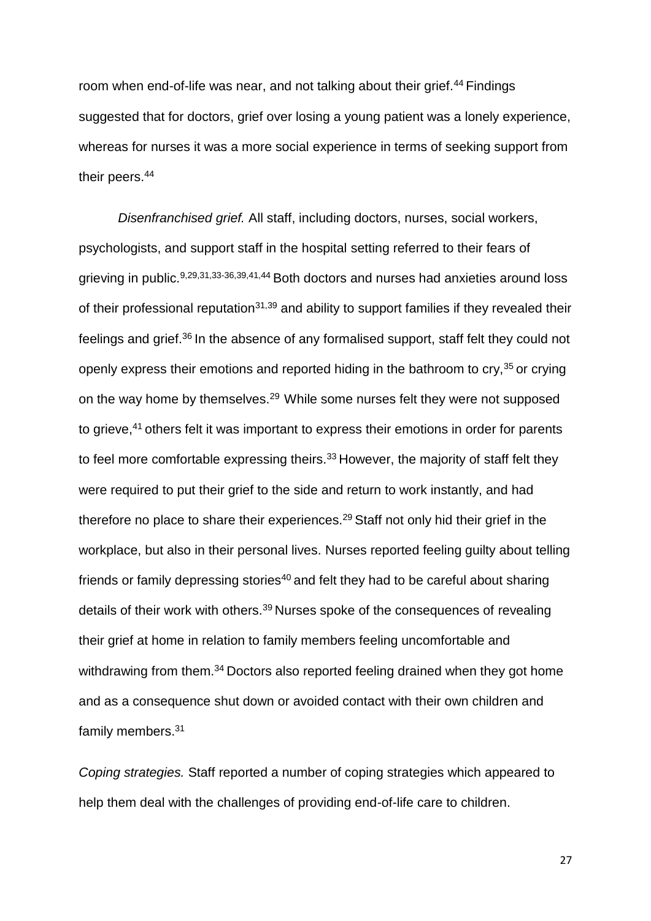room when end-of-life was near, and not talking about their grief.[44] Findings suggested that for doctors, grief over losing a young patient was a lonely experience, whereas for nurses it was a more social experience in terms of seeking support from their peers.[44]

*Disenfranchised grief.* All staff, including doctors, nurses, social workers, psychologists, and support staff in the hospital setting referred to their fears of grieving in public.[9,29,31,33-36,39,41,44] Both doctors and nurses had anxieties around loss of their professional reputation[31,39] and ability to support families if they revealed their feelings and grief.[36] In the absence of any formalised support, staff felt they could not openly express their emotions and reported hiding in the bathroom to cry,[35] or crying on the way home by themselves.[29] While some nurses felt they were not supposed to grieve,[41] others felt it was important to express their emotions in order for parents to feel more comfortable expressing theirs.[33] However, the majority of staff felt they were required to put their grief to the side and return to work instantly, and had therefore no place to share their experiences.[29] Staff not only hid their grief in the workplace, but also in their personal lives. Nurses reported feeling guilty about telling friends or family depressing stories[40] and felt they had to be careful about sharing details of their work with others.[39] Nurses spoke of the consequences of revealing their grief at home in relation to family members feeling uncomfortable and withdrawing from them.[34] Doctors also reported feeling drained when they got home and as a consequence shut down or avoided contact with their own children and family members.[31]

*Coping strategies.* Staff reported a number of coping strategies which appeared to help them deal with the challenges of providing end-of-life care to children.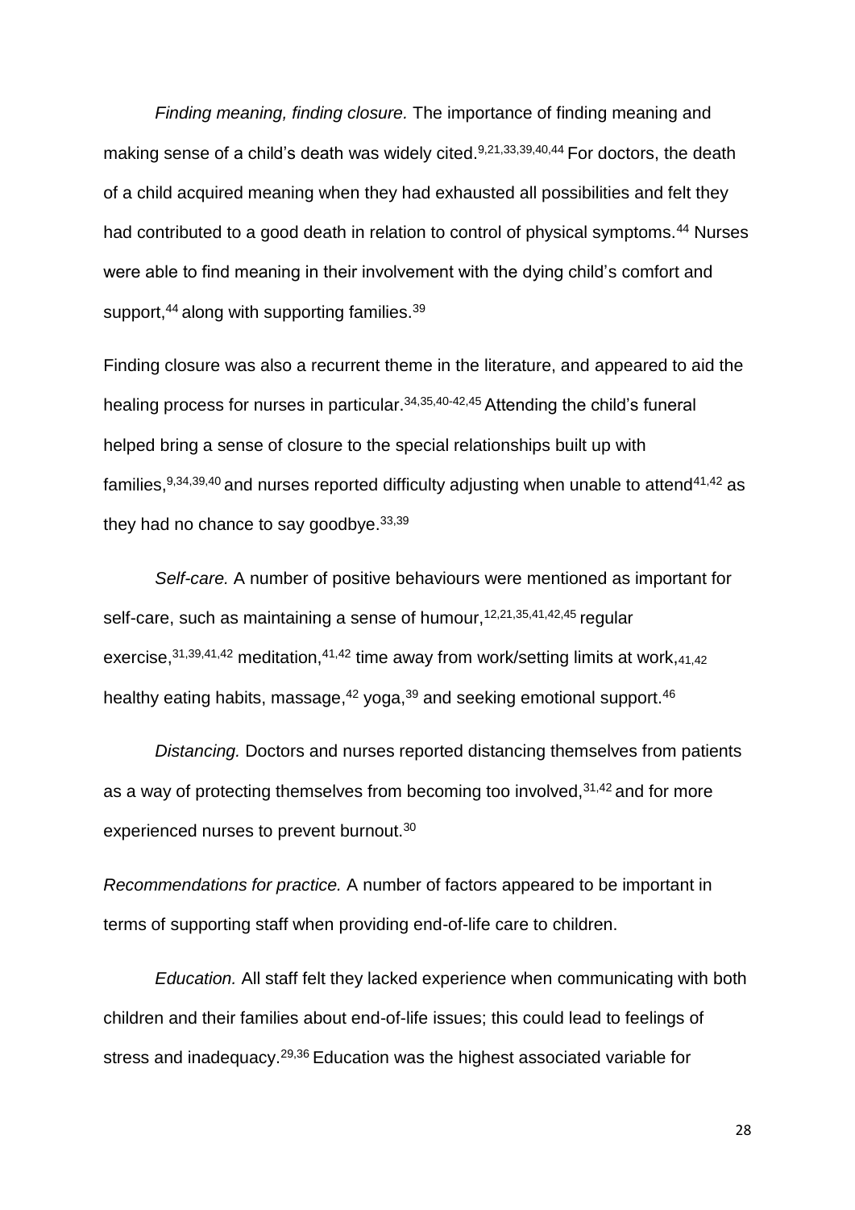*Finding meaning, finding closure.* The importance of finding meaning and making sense of a child's death was widely cited.[9,21,33,39,40,44] For doctors, the death of a child acquired meaning when they had exhausted all possibilities and felt they had contributed to a good death in relation to control of physical symptoms.[44] Nurses were able to find meaning in their involvement with the dying child's comfort and support,[44] along with supporting families.[39]

Finding closure was also a recurrent theme in the literature, and appeared to aid the healing process for nurses in particular.[34,35,40-42,45] Attending the child's funeral helped bring a sense of closure to the special relationships built up with families,[9,34,39,40] and nurses reported difficulty adjusting when unable to attend[41,42] as they had no chance to say goodbye.[33,39]

*Self-care.* A number of positive behaviours were mentioned as important for self-care, such as maintaining a sense of humour,[12,21,35,41,42,45] regular exercise,[31,39,41,42] meditation,[41,42] time away from work/setting limits at work,[41,42] healthy eating habits, massage,[42] yoga,[39] and seeking emotional support.[46]

*Distancing.* Doctors and nurses reported distancing themselves from patients as a way of protecting themselves from becoming too involved,[31,42] and for more experienced nurses to prevent burnout.[30]

*Recommendations for practice.* A number of factors appeared to be important in terms of supporting staff when providing end-of-life care to children.

*Education.* All staff felt they lacked experience when communicating with both children and their families about end-of-life issues; this could lead to feelings of stress and inadequacy.[29,36] Education was the highest associated variable for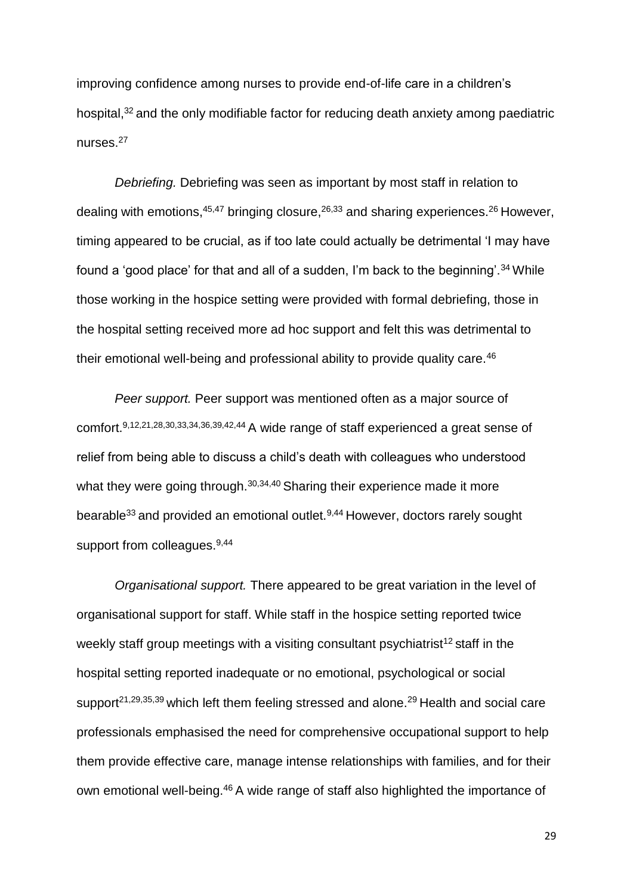improving confidence among nurses to provide end-of-life care in a children's hospital,[32] and the only modifiable factor for reducing death anxiety among paediatric nurses.[27]

*Debriefing.* Debriefing was seen as important by most staff in relation to dealing with emotions,[45,47] bringing closure,[26,33] and sharing experiences.[26] However, timing appeared to be crucial, as if too late could actually be detrimental 'I may have found a 'good place' for that and all of a sudden, I'm back to the beginning'.[34] While those working in the hospice setting were provided with formal debriefing, those in the hospital setting received more ad hoc support and felt this was detrimental to their emotional well-being and professional ability to provide quality care.[46]

*Peer support.* Peer support was mentioned often as a major source of comfort.[9,12,21,28,30,33,34,36,39,42,44] A wide range of staff experienced a great sense of relief from being able to discuss a child's death with colleagues who understood what they were going through.[30,34,40] Sharing their experience made it more bearable[33] and provided an emotional outlet.[9,44] However, doctors rarely sought support from colleagues.[9,44]

*Organisational support.* There appeared to be great variation in the level of organisational support for staff. While staff in the hospice setting reported twice weekly staff group meetings with a visiting consultant psychiatrist[12] staff in the hospital setting reported inadequate or no emotional, psychological or social support[21,29,35,39] which left them feeling stressed and alone.[29] Health and social care professionals emphasised the need for comprehensive occupational support to help them provide effective care, manage intense relationships with families, and for their own emotional well-being.[46] A wide range of staff also highlighted the importance of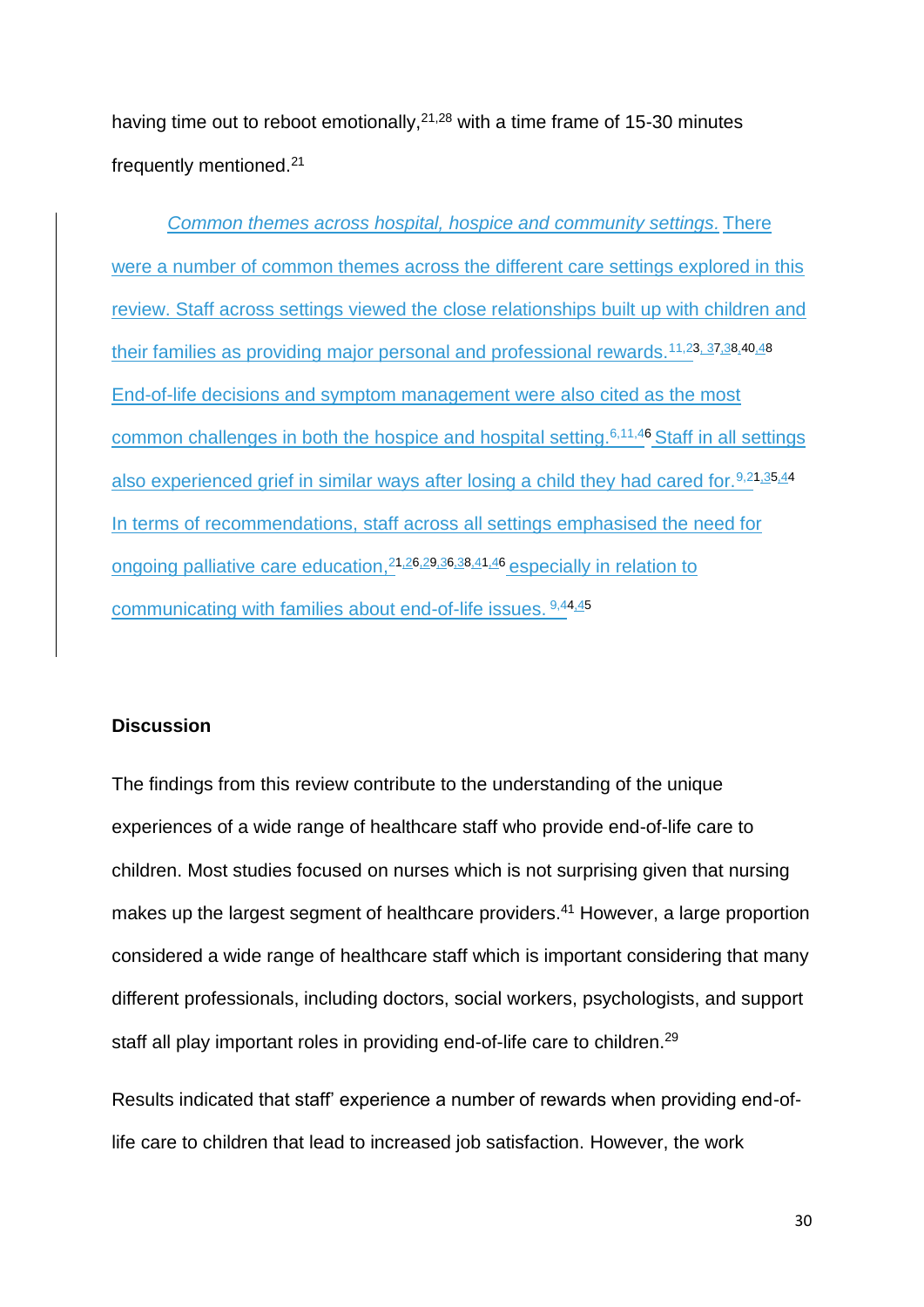having time out to reboot emotionally,[21,28] with a time frame of 15-30 minutes frequently mentioned.[21]

*Common themes across hospital, hospice and community settings.* There were a number of common themes across the different care settings explored in this review. Staff across settings viewed the close relationships built up with children and their families as providing major personal and professional rewards.[11,23,37,38,40,48] End-of-life decisions and symptom management were also cited as the most common challenges in both the hospice and hospital setting.[6,11,46] Staff in all settings also experienced grief in similar ways after losing a child they had cared for.[9,21,35,44] In terms of recommendations, staff across all settings emphasised the need for ongoing palliative care education,[21,26,29,36,38,41,46] especially in relation to communicating with families about end-of-life issues.[9,44,45]

## Discussion

The findings from this review contribute to the understanding of the unique experiences of a wide range of healthcare staff who provide end-of-life care to children. Most studies focused on nurses which is not surprising given that nursing makes up the largest segment of healthcare providers.[41] However, a large proportion considered a wide range of healthcare staff which is important considering that many different professionals, including doctors, social workers, psychologists, and support staff all play important roles in providing end-of-life care to children.[29]

Results indicated that staff' experience a number of rewards when providing end-of-life care to children that lead to increased job satisfaction. However, the work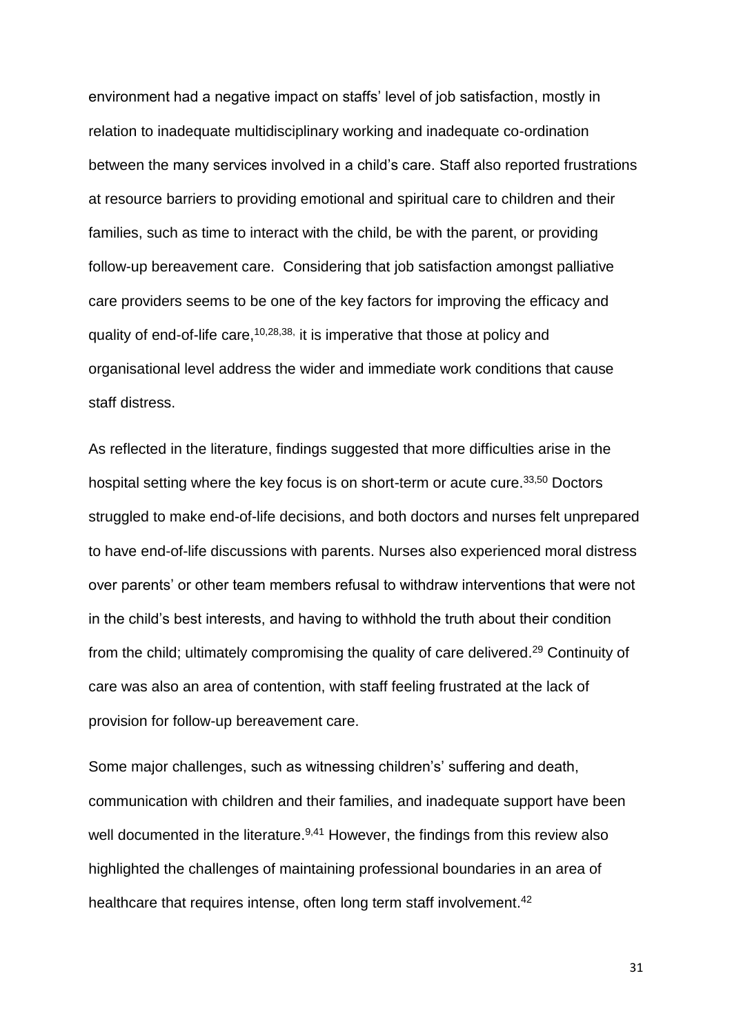environment had a negative impact on staffs' level of job satisfaction, mostly in relation to inadequate multidisciplinary working and inadequate co-ordination between the many services involved in a child's care. Staff also reported frustrations at resource barriers to providing emotional and spiritual care to children and their families, such as time to interact with the child, be with the parent, or providing follow-up bereavement care. Considering that job satisfaction amongst palliative care providers seems to be one of the key factors for improving the efficacy and quality of end-of-life care,[10,28,38,] it is imperative that those at policy and organisational level address the wider and immediate work conditions that cause staff distress.

As reflected in the literature, findings suggested that more difficulties arise in the hospital setting where the key focus is on short-term or acute cure.[33,50] Doctors struggled to make end-of-life decisions, and both doctors and nurses felt unprepared to have end-of-life discussions with parents. Nurses also experienced moral distress over parents' or other team members refusal to withdraw interventions that were not in the child's best interests, and having to withhold the truth about their condition from the child; ultimately compromising the quality of care delivered.[29] Continuity of care was also an area of contention, with staff feeling frustrated at the lack of provision for follow-up bereavement care.

Some major challenges, such as witnessing children's' suffering and death, communication with children and their families, and inadequate support have been well documented in the literature.[9,41] However, the findings from this review also highlighted the challenges of maintaining professional boundaries in an area of healthcare that requires intense, often long term staff involvement.[42]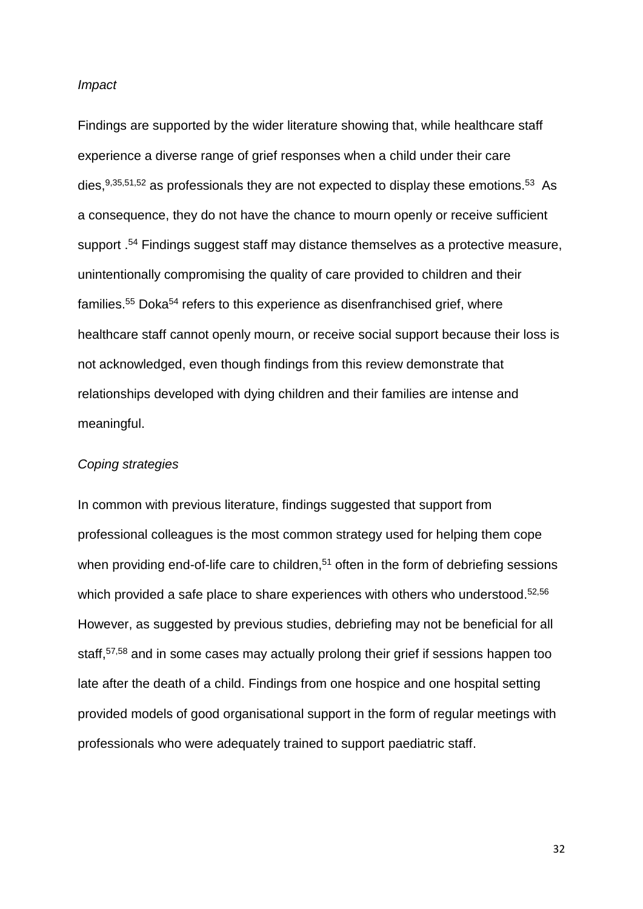*Impact*

Findings are supported by the wider literature showing that, while healthcare staff experience a diverse range of grief responses when a child under their care dies,[9,35,51,52] as professionals they are not expected to display these emotions.[53] As a consequence, they do not have the chance to mourn openly or receive sufficient support .[54] Findings suggest staff may distance themselves as a protective measure, unintentionally compromising the quality of care provided to children and their families.[55] Doka[54] refers to this experience as disenfranchised grief, where healthcare staff cannot openly mourn, or receive social support because their loss is not acknowledged, even though findings from this review demonstrate that relationships developed with dying children and their families are intense and meaningful.

*Coping strategies*

In common with previous literature, findings suggested that support from professional colleagues is the most common strategy used for helping them cope when providing end-of-life care to children,[51] often in the form of debriefing sessions which provided a safe place to share experiences with others who understood.[52,56] However, as suggested by previous studies, debriefing may not be beneficial for all staff,[57,58] and in some cases may actually prolong their grief if sessions happen too late after the death of a child. Findings from one hospice and one hospital setting provided models of good organisational support in the form of regular meetings with professionals who were adequately trained to support paediatric staff.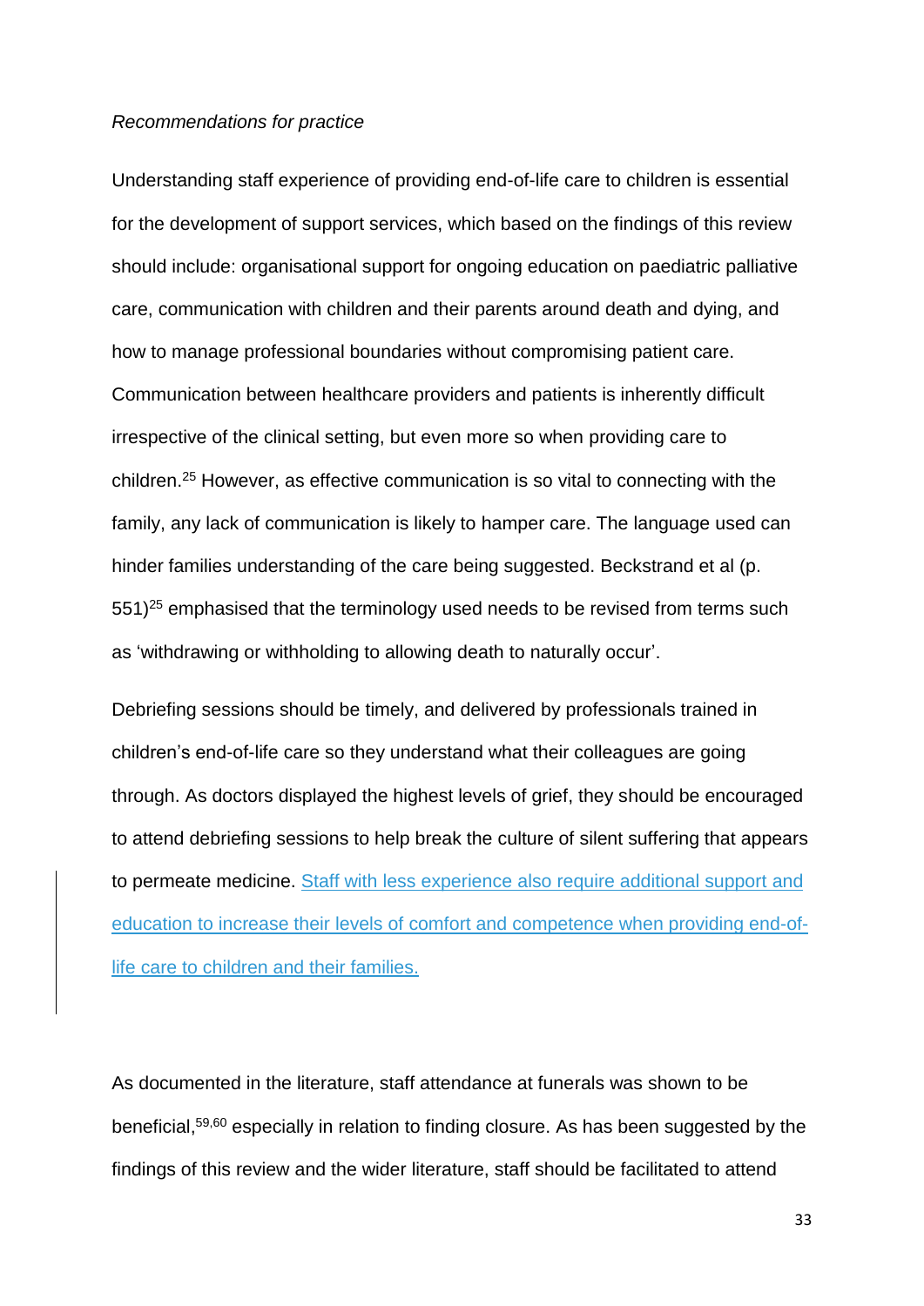*Recommendations for practice*

Understanding staff experience of providing end-of-life care to children is essential for the development of support services, which based on the findings of this review should include: organisational support for ongoing education on paediatric palliative care, communication with children and their parents around death and dying, and how to manage professional boundaries without compromising patient care. Communication between healthcare providers and patients is inherently difficult irrespective of the clinical setting, but even more so when providing care to children.[25] However, as effective communication is so vital to connecting with the family, any lack of communication is likely to hamper care. The language used can hinder families understanding of the care being suggested. Beckstrand et al (p. 551)[25] emphasised that the terminology used needs to be revised from terms such as 'withdrawing or withholding to allowing death to naturally occur'.

Debriefing sessions should be timely, and delivered by professionals trained in children's end-of-life care so they understand what their colleagues are going through. As doctors displayed the highest levels of grief, they should be encouraged to attend debriefing sessions to help break the culture of silent suffering that appears to permeate medicine. Staff with less experience also require additional support and education to increase their levels of comfort and competence when providing end-of-life care to children and their families.

As documented in the literature, staff attendance at funerals was shown to be beneficial,[59,60] especially in relation to finding closure. As has been suggested by the findings of this review and the wider literature, staff should be facilitated to attend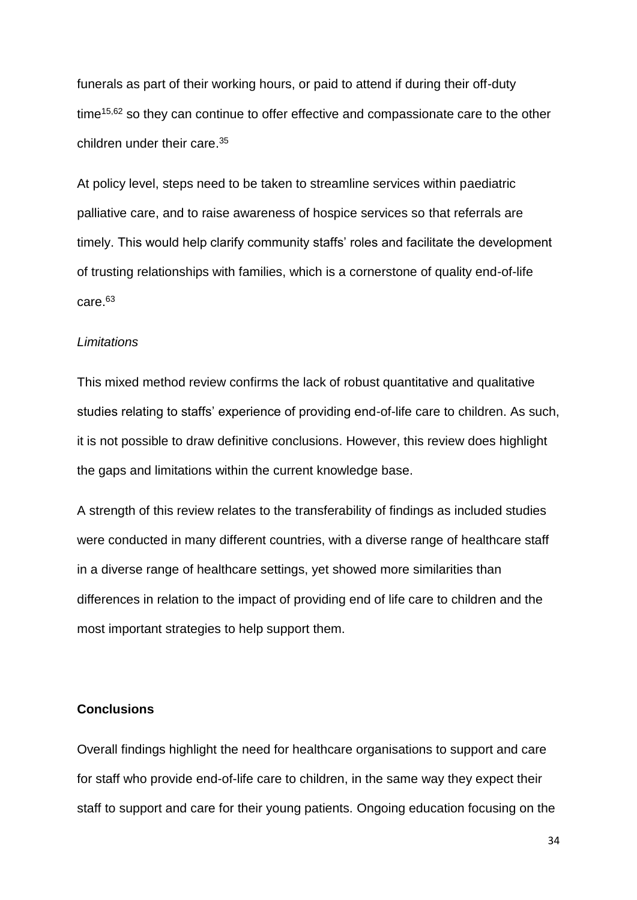funerals as part of their working hours, or paid to attend if during their off-duty time[15,62] so they can continue to offer effective and compassionate care to the other children under their care.[35]

At policy level, steps need to be taken to streamline services within paediatric palliative care, and to raise awareness of hospice services so that referrals are timely. This would help clarify community staffs' roles and facilitate the development of trusting relationships with families, which is a cornerstone of quality end-of-life care.[63]

*Limitations*

This mixed method review confirms the lack of robust quantitative and qualitative studies relating to staffs' experience of providing end-of-life care to children. As such, it is not possible to draw definitive conclusions. However, this review does highlight the gaps and limitations within the current knowledge base.

A strength of this review relates to the transferability of findings as included studies were conducted in many different countries, with a diverse range of healthcare staff in a diverse range of healthcare settings, yet showed more similarities than differences in relation to the impact of providing end of life care to children and the most important strategies to help support them.

**Conclusions**

Overall findings highlight the need for healthcare organisations to support and care for staff who provide end-of-life care to children, in the same way they expect their staff to support and care for their young patients. Ongoing education focusing on the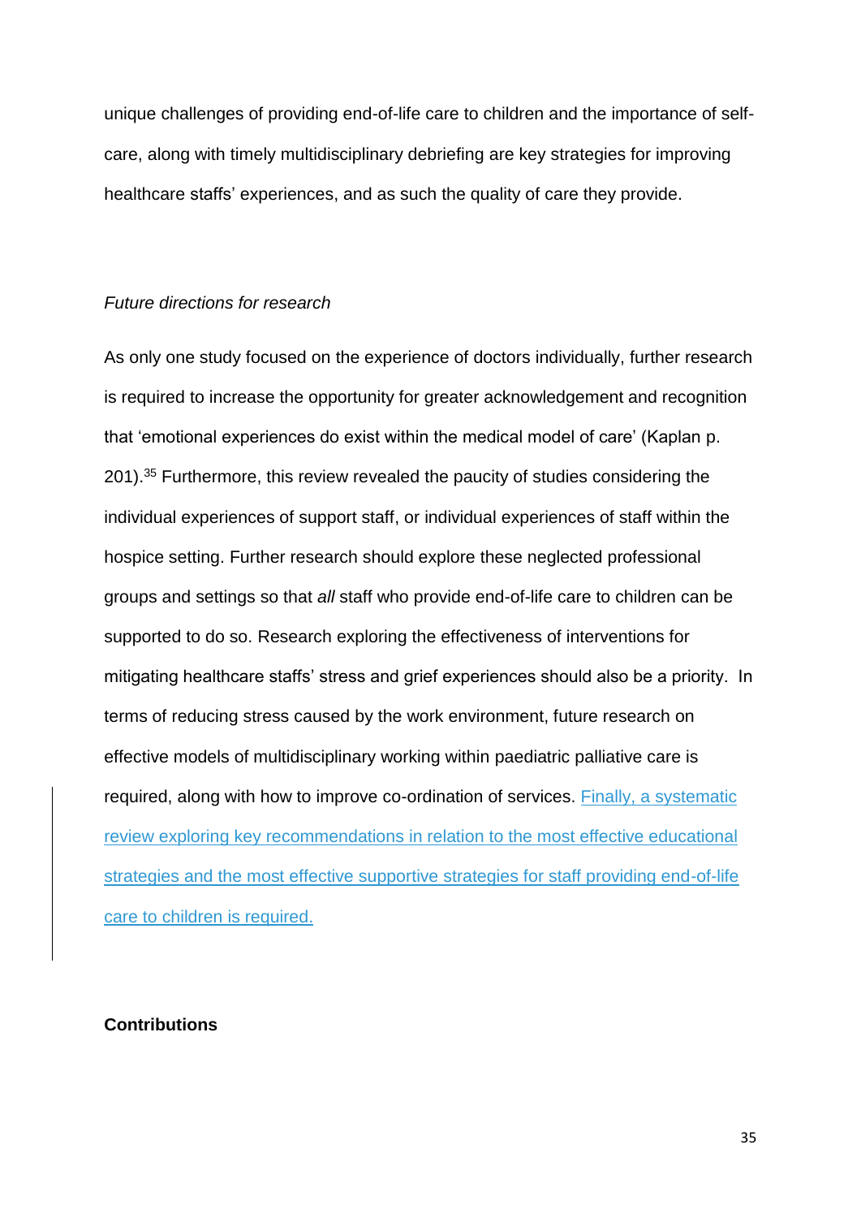unique challenges of providing end-of-life care to children and the importance of self-care, along with timely multidisciplinary debriefing are key strategies for improving healthcare staffs' experiences, and as such the quality of care they provide.

*Future directions for research*

As only one study focused on the experience of doctors individually, further research is required to increase the opportunity for greater acknowledgement and recognition that 'emotional experiences do exist within the medical model of care' (Kaplan p. 201).[35] Furthermore, this review revealed the paucity of studies considering the individual experiences of support staff, or individual experiences of staff within the hospice setting. Further research should explore these neglected professional groups and settings so that *all* staff who provide end-of-life care to children can be supported to do so. Research exploring the effectiveness of interventions for mitigating healthcare staffs' stress and grief experiences should also be a priority. In terms of reducing stress caused by the work environment, future research on effective models of multidisciplinary working within paediatric palliative care is required, along with how to improve co-ordination of services. Finally, a systematic review exploring key recommendations in relation to the most effective educational strategies and the most effective supportive strategies for staff providing end-of-life care to children is required.

**Contributions**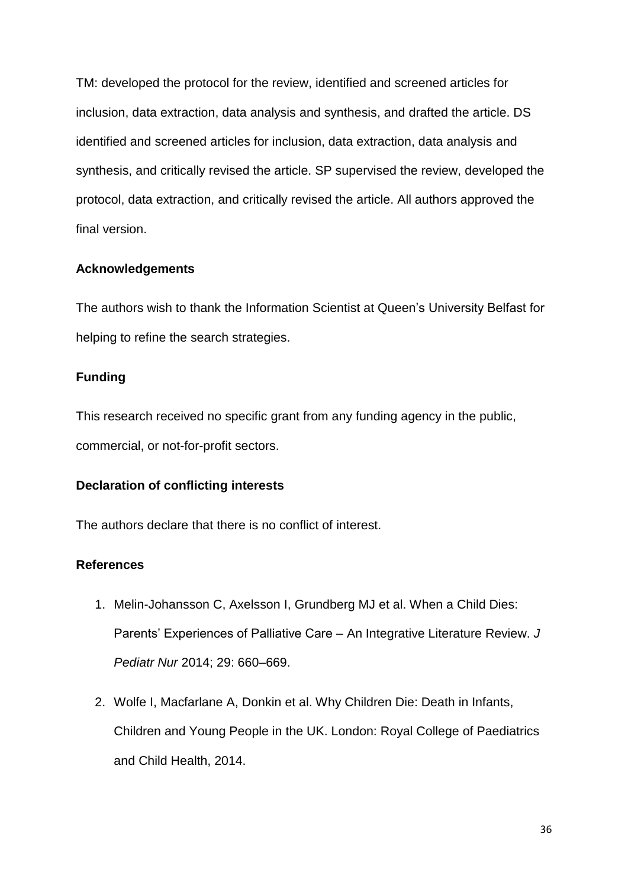TM: developed the protocol for the review, identified and screened articles for inclusion, data extraction, data analysis and synthesis, and drafted the article. DS identified and screened articles for inclusion, data extraction, data analysis and synthesis, and critically revised the article. SP supervised the review, developed the protocol, data extraction, and critically revised the article. All authors approved the final version.

**Acknowledgements**

The authors wish to thank the Information Scientist at Queen's University Belfast for helping to refine the search strategies.

**Funding**

This research received no specific grant from any funding agency in the public, commercial, or not-for-profit sectors.

**Declaration of conflicting interests**

The authors declare that there is no conflict of interest.

**References**

1. Melin-Johansson C, Axelsson I, Grundberg MJ et al. When a Child Dies: Parents' Experiences of Palliative Care – An Integrative Literature Review. *J Pediatr Nur* 2014; 29: 660–669.
2. Wolfe I, Macfarlane A, Donkin et al. Why Children Die: Death in Infants, Children and Young People in the UK. London: Royal College of Paediatrics and Child Health, 2014.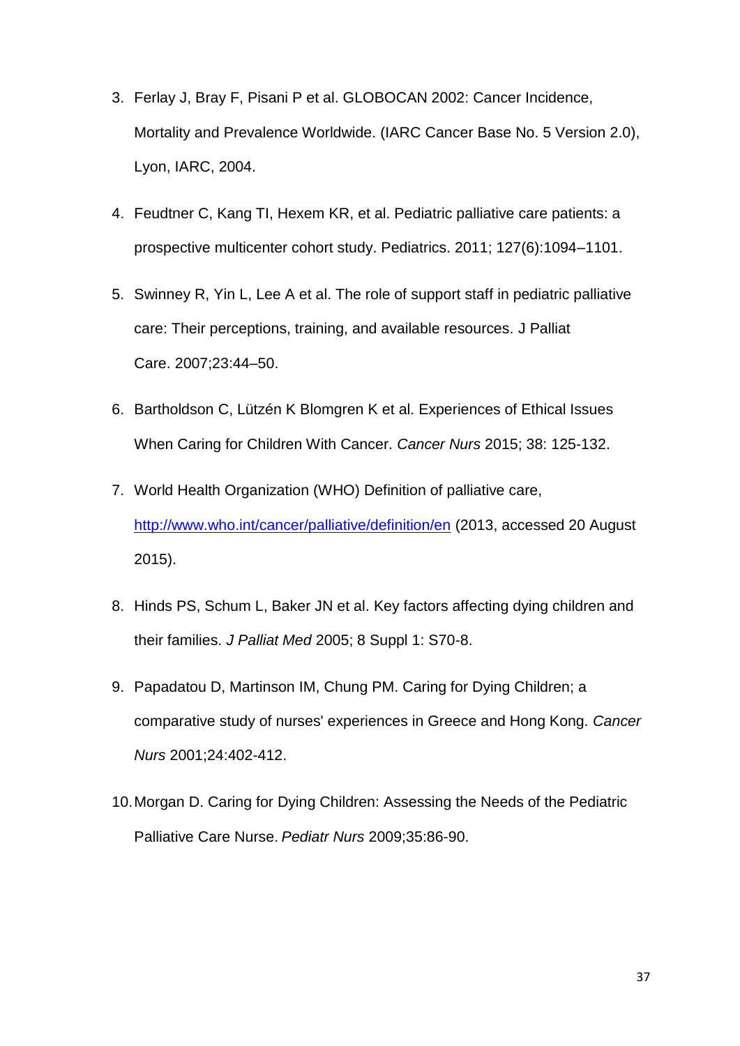3. Ferlay J, Bray F, Pisani P et al. GLOBOCAN 2002: Cancer Incidence, Mortality and Prevalence Worldwide. (IARC Cancer Base No. 5 Version 2.0), Lyon, IARC, 2004.
4. Feudtner C, Kang TI, Hexem KR, et al. Pediatric palliative care patients: a prospective multicenter cohort study. Pediatrics. 2011; 127(6):1094–1101.
5. Swinney R, Yin L, Lee A et al. The role of support staff in pediatric palliative care: Their perceptions, training, and available resources. J Palliat Care. 2007;23:44–50.
6. Bartholdson C, Lützén K Blomgren K et al. Experiences of Ethical Issues When Caring for Children With Cancer. *Cancer Nurs* 2015; 38: 125-132.
7. World Health Organization (WHO) Definition of palliative care, [http://www.who.int/cancer/palliative/definition/en](http://www.who.int/cancer/palliative/definition/en) (2013, accessed 20 August 2015).
8. Hinds PS, Schum L, Baker JN et al. Key factors affecting dying children and their families. *J Palliat Med* 2005; 8 Suppl 1: S70-8.
9. Papadatou D, Martinson IM, Chung PM. Caring for Dying Children; a comparative study of nurses' experiences in Greece and Hong Kong. *Cancer Nurs* 2001;24:402-412.
10. Morgan D. Caring for Dying Children: Assessing the Needs of the Pediatric Palliative Care Nurse. *Pediatr Nurs* 2009;35:86-90.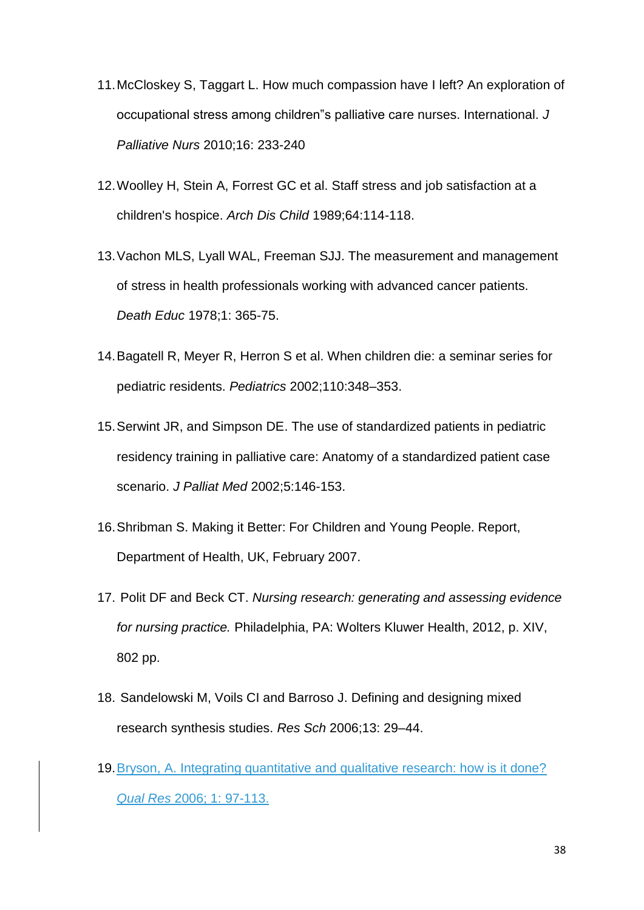11. McCloskey S, Taggart L. How much compassion have I left? An exploration of occupational stress among children‟s palliative care nurses. International. *J Palliative Nurs* 2010;16: 233-240

12. Woolley H, Stein A, Forrest GC et al. Staff stress and job satisfaction at a children's hospice. *Arch Dis Child* 1989;64:114-118.

13. Vachon MLS, Lyall WAL, Freeman SJJ. The measurement and management of stress in health professionals working with advanced cancer patients. *Death Educ* 1978;1: 365-75.

14. Bagatell R, Meyer R, Herron S et al. When children die: a seminar series for pediatric residents. *Pediatrics* 2002;110:348–353.

15. Serwint JR, and Simpson DE. The use of standardized patients in pediatric residency training in palliative care: Anatomy of a standardized patient case scenario. *J Palliat Med* 2002;5:146-153.

16. Shribman S. Making it Better: For Children and Young People. Report, Department of Health, UK, February 2007.

17. Polit DF and Beck CT. *Nursing research: generating and assessing evidence for nursing practice.* Philadelphia, PA: Wolters Kluwer Health, 2012, p. XIV, 802 pp.

18. Sandelowski M, Voils CI and Barroso J. Defining and designing mixed research synthesis studies. *Res Sch* 2006;13: 29–44.

19. Bryson, A. Integrating quantitative and qualitative research: how is it done? *Qual Res* 2006; 1: 97-113.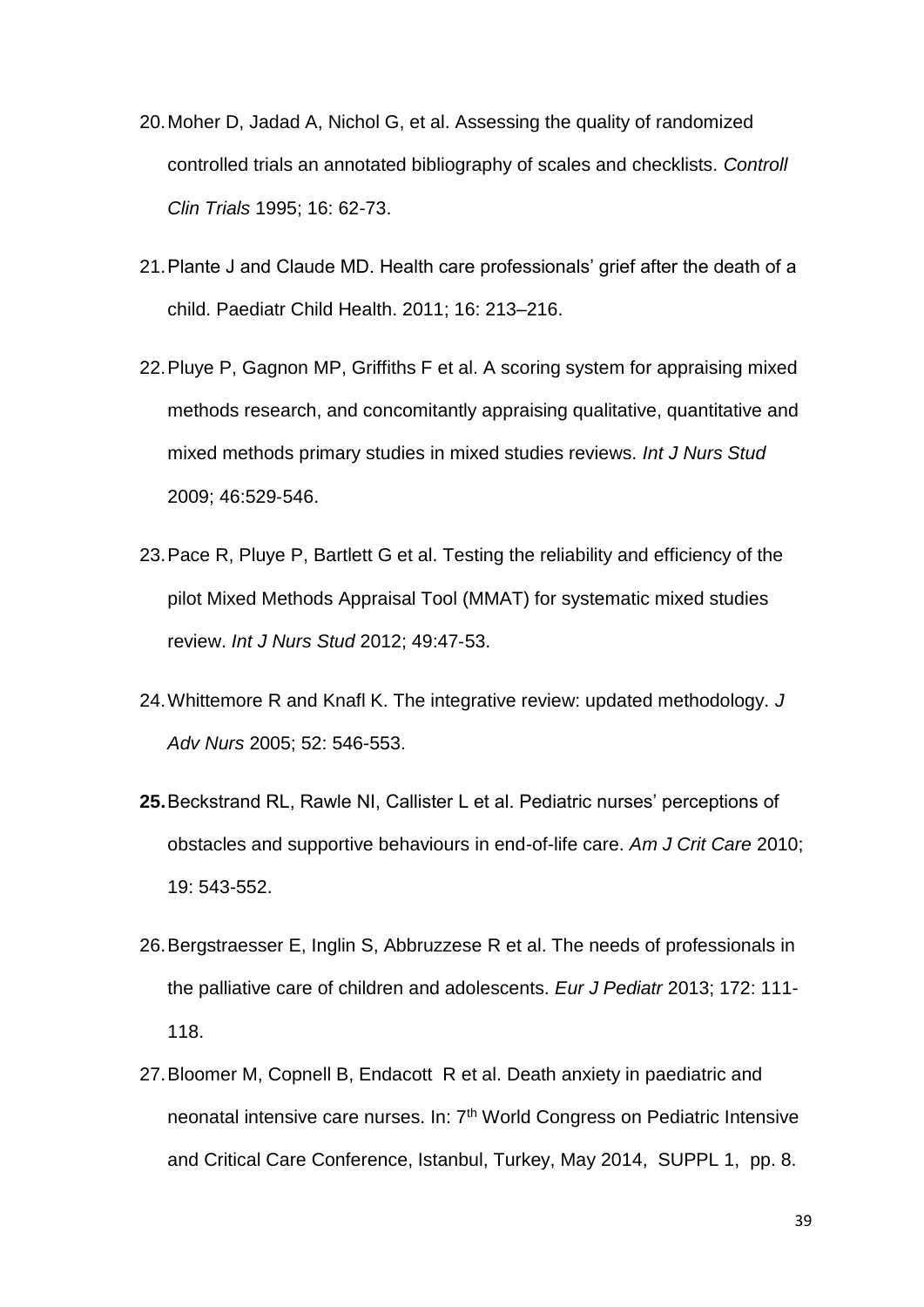20. Moher D, Jadad A, Nichol G, et al. Assessing the quality of randomized controlled trials an annotated bibliography of scales and checklists. *Controll Clin Trials* 1995; 16: 62-73.

21. Plante J and Claude MD. Health care professionals' grief after the death of a child. Paediatr Child Health. 2011; 16: 213–216.

22. Pluye P, Gagnon MP, Griffiths F et al. A scoring system for appraising mixed methods research, and concomitantly appraising qualitative, quantitative and mixed methods primary studies in mixed studies reviews. *Int J Nurs Stud* 2009; 46:529-546.

23. Pace R, Pluye P, Bartlett G et al. Testing the reliability and efficiency of the pilot Mixed Methods Appraisal Tool (MMAT) for systematic mixed studies review. *Int J Nurs Stud* 2012; 49:47-53.

24. Whittemore R and Knafl K. The integrative review: updated methodology. *J Adv Nurs* 2005; 52: 546-553.

25. Beckstrand RL, Rawle NI, Callister L et al. Pediatric nurses' perceptions of obstacles and supportive behaviours in end-of-life care. *Am J Crit Care* 2010; 19: 543-552.

26. Bergstraesser E, Inglin S, Abbruzzese R et al. The needs of professionals in the palliative care of children and adolescents. *Eur J Pediatr* 2013; 172: 111-118.

27. Bloomer M, Copnell B, Endacott R et al. Death anxiety in paediatric and neonatal intensive care nurses. In: 7th World Congress on Pediatric Intensive and Critical Care Conference, Istanbul, Turkey, May 2014, SUPPL 1, pp. 8.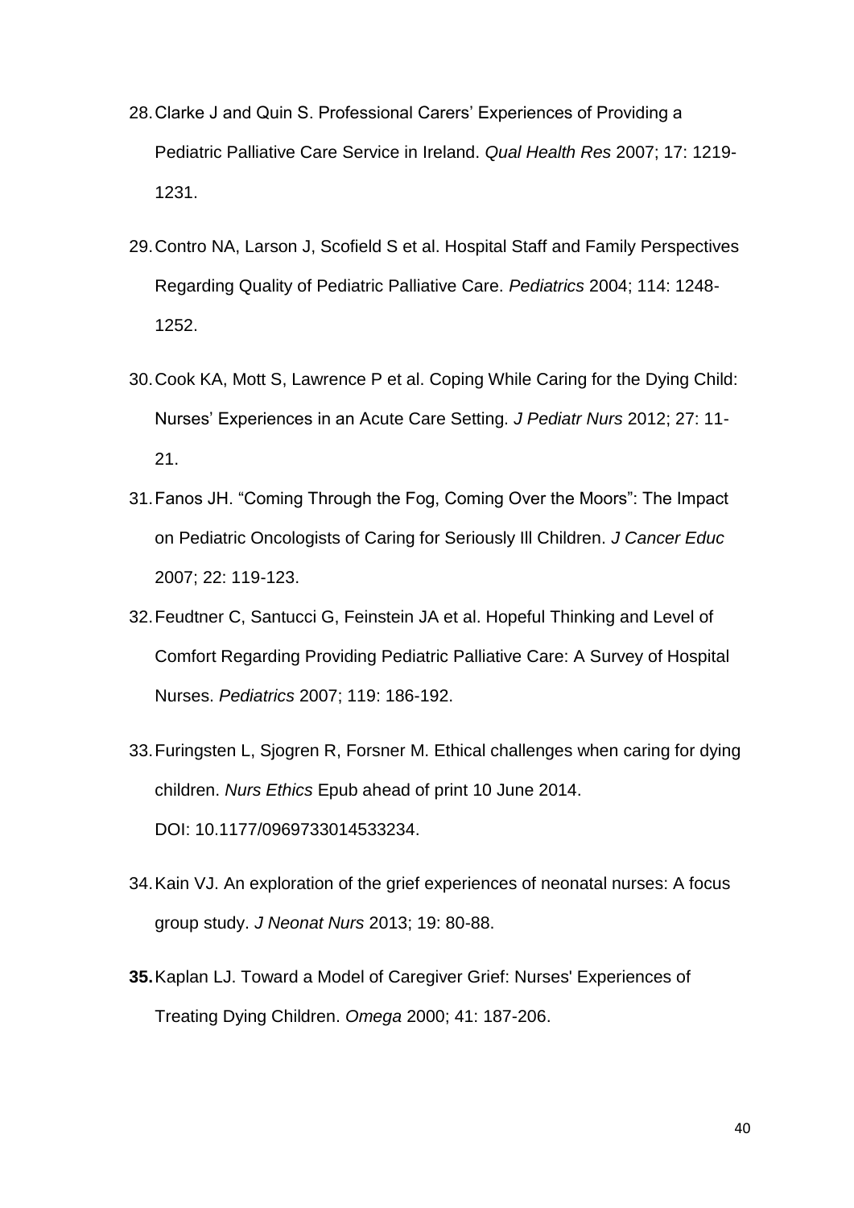28. Clarke J and Quin S. Professional Carers' Experiences of Providing a Pediatric Palliative Care Service in Ireland. *Qual Health Res* 2007; 17: 1219-1231.

29. Contro NA, Larson J, Scofield S et al. Hospital Staff and Family Perspectives Regarding Quality of Pediatric Palliative Care. *Pediatrics* 2004; 114: 1248-1252.

30. Cook KA, Mott S, Lawrence P et al. Coping While Caring for the Dying Child: Nurses' Experiences in an Acute Care Setting. *J Pediatr Nurs* 2012; 27: 11-21.

31. Fanos JH. "Coming Through the Fog, Coming Over the Moors": The Impact on Pediatric Oncologists of Caring for Seriously Ill Children. *J Cancer Educ* 2007; 22: 119-123.

32. Feudtner C, Santucci G, Feinstein JA et al. Hopeful Thinking and Level of Comfort Regarding Providing Pediatric Palliative Care: A Survey of Hospital Nurses. *Pediatrics* 2007; 119: 186-192.

33. Furingsten L, Sjogren R, Forsner M. Ethical challenges when caring for dying children. *Nurs Ethics* Epub ahead of print 10 June 2014. DOI: 10.1177/0969733014533234.

34. Kain VJ. An exploration of the grief experiences of neonatal nurses: A focus group study. *J Neonat Nurs* 2013; 19: 80-88.

35. Kaplan LJ. Toward a Model of Caregiver Grief: Nurses' Experiences of Treating Dying Children. *Omega* 2000; 41: 187-206.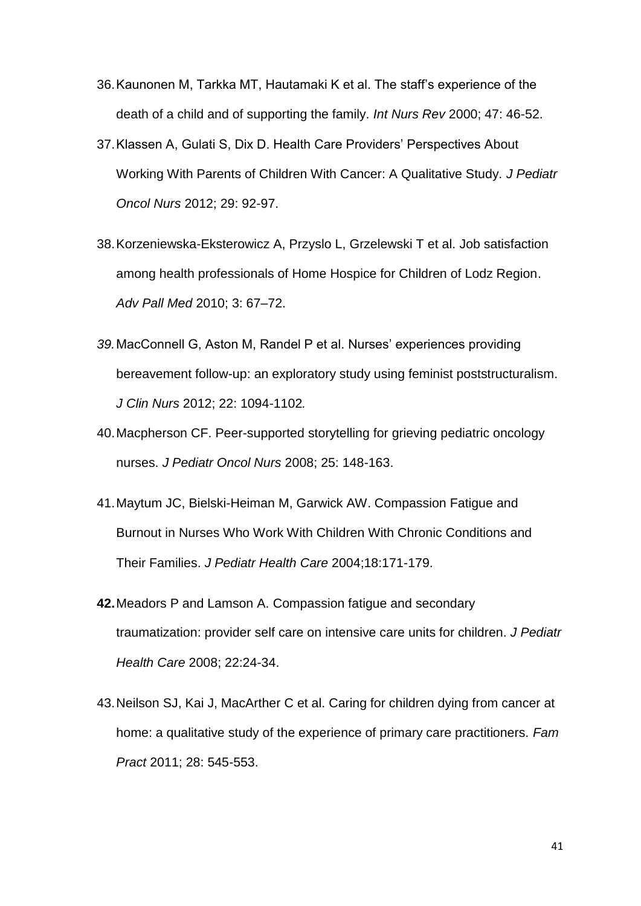36. Kaunonen M, Tarkka MT, Hautamaki K et al. The staff's experience of the death of a child and of supporting the family. *Int Nurs Rev* 2000; 47: 46-52.
37. Klassen A, Gulati S, Dix D. Health Care Providers' Perspectives About Working With Parents of Children With Cancer: A Qualitative Study. *J Pediatr Oncol Nurs* 2012; 29: 92-97.
38. Korzeniewska-Eksterowicz A, Przyslo L, Grzelewski T et al. Job satisfaction among health professionals of Home Hospice for Children of Lodz Region. *Adv Pall Med* 2010; 3: 67–72.
39. MacConnell G, Aston M, Randel P et al. Nurses' experiences providing bereavement follow-up: an exploratory study using feminist poststructuralism. *J Clin Nurs* 2012; 22: 1094-1102*.*
40. Macpherson CF. Peer-supported storytelling for grieving pediatric oncology nurses. *J Pediatr Oncol Nurs* 2008; 25: 148-163.
41. Maytum JC, Bielski-Heiman M, Garwick AW. Compassion Fatigue and Burnout in Nurses Who Work With Children With Chronic Conditions and Their Families. *J Pediatr Health Care* 2004;18:171-179.
42. Meadors P and Lamson A. Compassion fatigue and secondary traumatization: provider self care on intensive care units for children. *J Pediatr Health Care* 2008; 22:24-34.
43. Neilson SJ, Kai J, MacArther C et al. Caring for children dying from cancer at home: a qualitative study of the experience of primary care practitioners. *Fam Pract* 2011; 28: 545-553.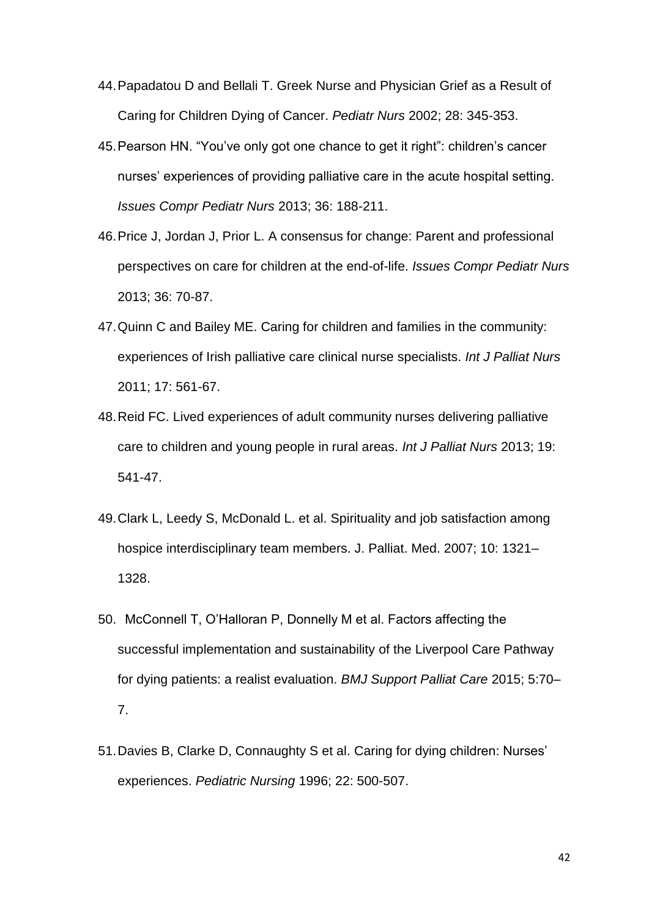44. Papadatou D and Bellali T. Greek Nurse and Physician Grief as a Result of Caring for Children Dying of Cancer. *Pediatr Nurs* 2002; 28: 345-353.
45. Pearson HN. “You’ve only got one chance to get it right”: children’s cancer nurses’ experiences of providing palliative care in the acute hospital setting. *Issues Compr Pediatr Nurs* 2013; 36: 188-211.
46. Price J, Jordan J, Prior L. A consensus for change: Parent and professional perspectives on care for children at the end-of-life. *Issues Compr Pediatr Nurs* 2013; 36: 70-87.
47. Quinn C and Bailey ME. Caring for children and families in the community: experiences of Irish palliative care clinical nurse specialists. *Int J Palliat Nurs* 2011; 17: 561-67.
48. Reid FC. Lived experiences of adult community nurses delivering palliative care to children and young people in rural areas. *Int J Palliat Nurs* 2013; 19: 541-47.
49. Clark L, Leedy S, McDonald L. et al. Spirituality and job satisfaction among hospice interdisciplinary team members. J. Palliat. Med. 2007; 10: 1321–1328.
50. McConnell T, O’Halloran P, Donnelly M et al. Factors affecting the successful implementation and sustainability of the Liverpool Care Pathway for dying patients: a realist evaluation. *BMJ Support Palliat Care* 2015; 5:70–7.
51. Davies B, Clarke D, Connaughty S et al. Caring for dying children: Nurses’ experiences. *Pediatric Nursing* 1996; 22: 500-507.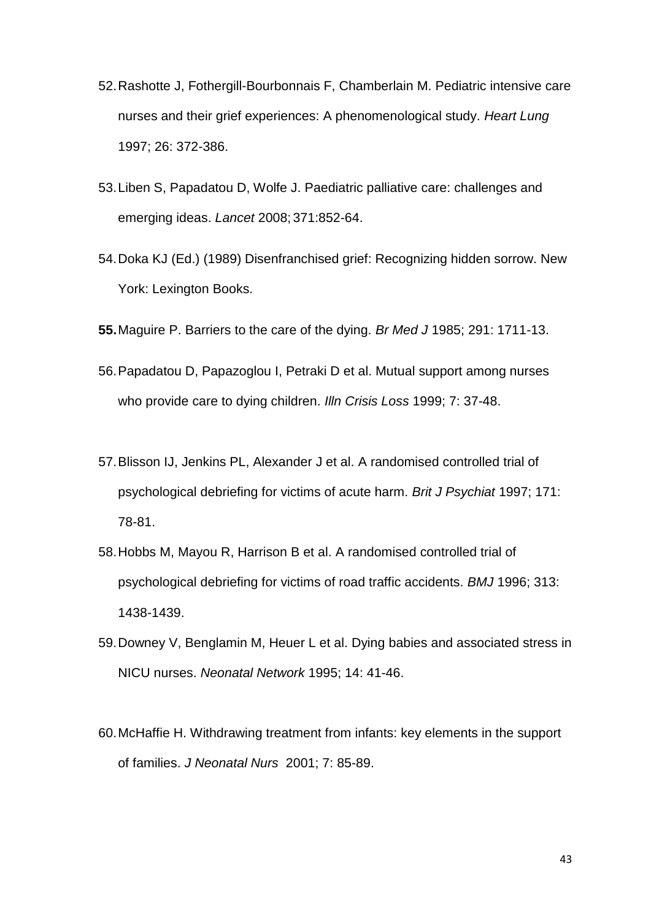52. Rashotte J, Fothergill-Bourbonnais F, Chamberlain M. Pediatric intensive care nurses and their grief experiences: A phenomenological study. *Heart Lung* 1997; 26: 372-386.

53. Liben S, Papadatou D, Wolfe J. Paediatric palliative care: challenges and emerging ideas. *Lancet* 2008; 371:852-64.

54. Doka KJ (Ed.) (1989) Disenfranchised grief: Recognizing hidden sorrow. New York: Lexington Books.

55. Maguire P. Barriers to the care of the dying. *Br Med J* 1985; 291: 1711-13.

56. Papadatou D, Papazoglou I, Petraki D et al. Mutual support among nurses who provide care to dying children. *Illn Crisis Loss* 1999; 7: 37-48.

57. Blisson IJ, Jenkins PL, Alexander J et al. A randomised controlled trial of psychological debriefing for victims of acute harm. *Brit J Psychiat* 1997; 171: 78-81.

58. Hobbs M, Mayou R, Harrison B et al. A randomised controlled trial of psychological debriefing for victims of road traffic accidents. *BMJ* 1996; 313: 1438-1439.

59. Downey V, Benglamin M, Heuer L et al. Dying babies and associated stress in NICU nurses. *Neonatal Network* 1995; 14: 41-46.

60. McHaffie H. Withdrawing treatment from infants: key elements in the support of families. *J Neonatal Nurs* 2001; 7: 85-89.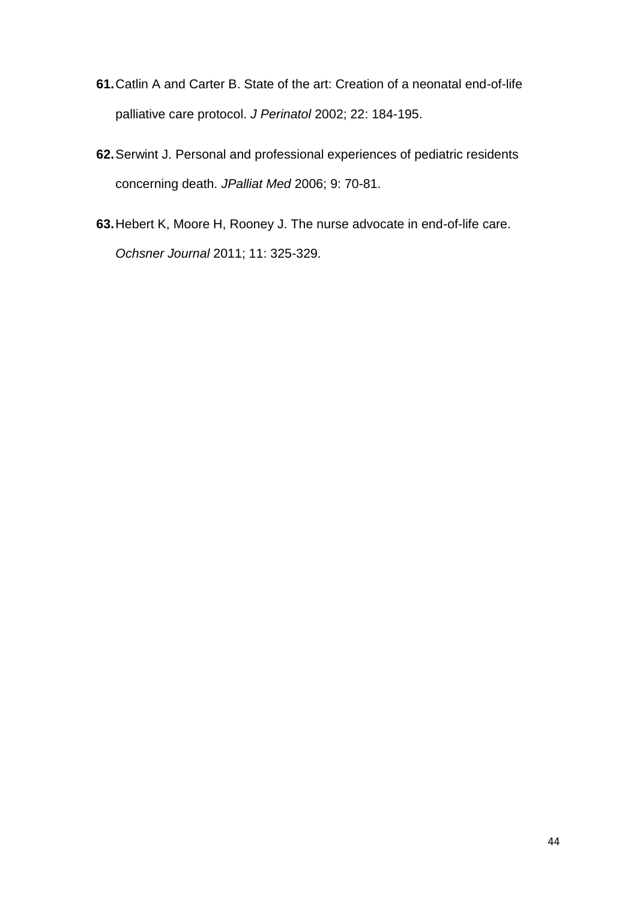61. Catlin A and Carter B. State of the art: Creation of a neonatal end-of-life palliative care protocol. *J Perinatol* 2002; 22: 184-195.

62. Serwint J. Personal and professional experiences of pediatric residents concerning death. *JPalliat Med* 2006; 9: 70-81.

63. Hebert K, Moore H, Rooney J. The nurse advocate in end-of-life care. *Ochsner Journal* 2011; 11: 325-329.